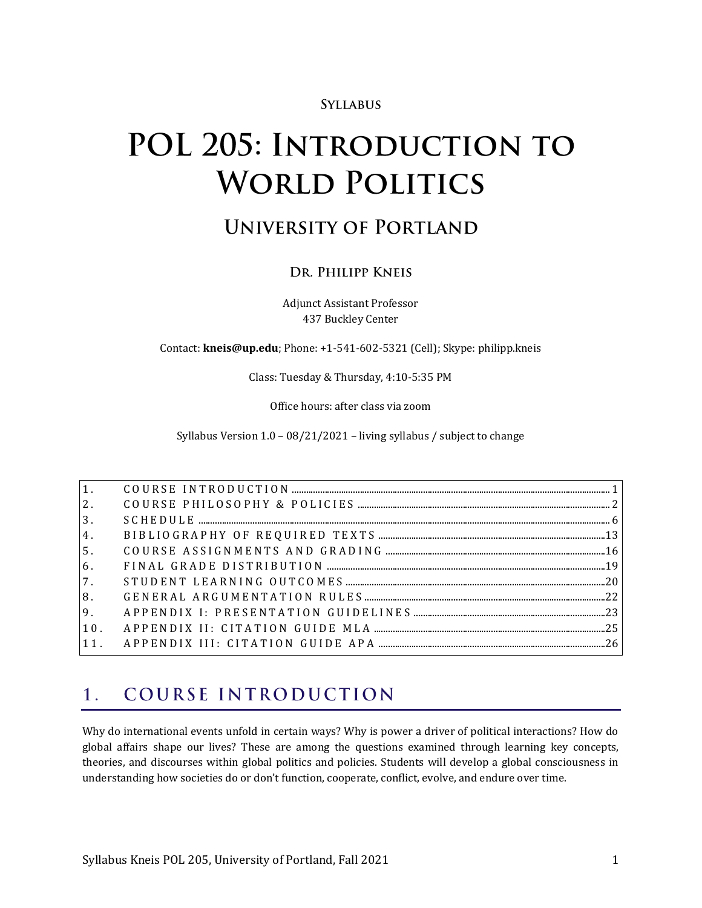**Syllabus**

# POL 205: Introduction to World Politics

## University of Portland

### Dr. Philipp Kneis

Adjunct Assistant Professor
437 Buckley Center

Contact: **kneis@up.edu**; Phone: +1-541-602-5321 (Cell); Skype: philipp.kneis

Class: Tuesday & Thursday, 4:10-5:35 PM

Office hours: after class via zoom

Syllabus Version 1.0 – 08/21/2021 – living syllabus / subject to change

| | | |
|---|---|---|
| 1. | COURSE INTRODUCTION | 1 |
| 2. | COURSE PHILOSOPHY & POLICIES | 2 |
| 3. | SCHEDULE | 6 |
| 4. | BIBLIOGRAPHY OF REQUIRED TEXTS | 13 |
| 5. | COURSE ASSIGNMENTS AND GRADING | 16 |
| 6. | FINAL GRADE DISTRIBUTION | 19 |
| 7. | STUDENT LEARNING OUTCOMES | 20 |
| 8. | GENERAL ARGUMENTATION RULES | 22 |
| 9. | APPENDIX I: PRESENTATION GUIDELINES | 23 |
| 10. | APPENDIX II: CITATION GUIDE MLA | 25 |
| 11. | APPENDIX III: CITATION GUIDE APA | 26 |

## 1. COURSE INTRODUCTION

Why do international events unfold in certain ways? Why is power a driver of political interactions? How do global affairs shape our lives? These are among the questions examined through learning key concepts, theories, and discourses within global politics and policies. Students will develop a global consciousness in understanding how societies do or don't function, cooperate, conflict, evolve, and endure over time.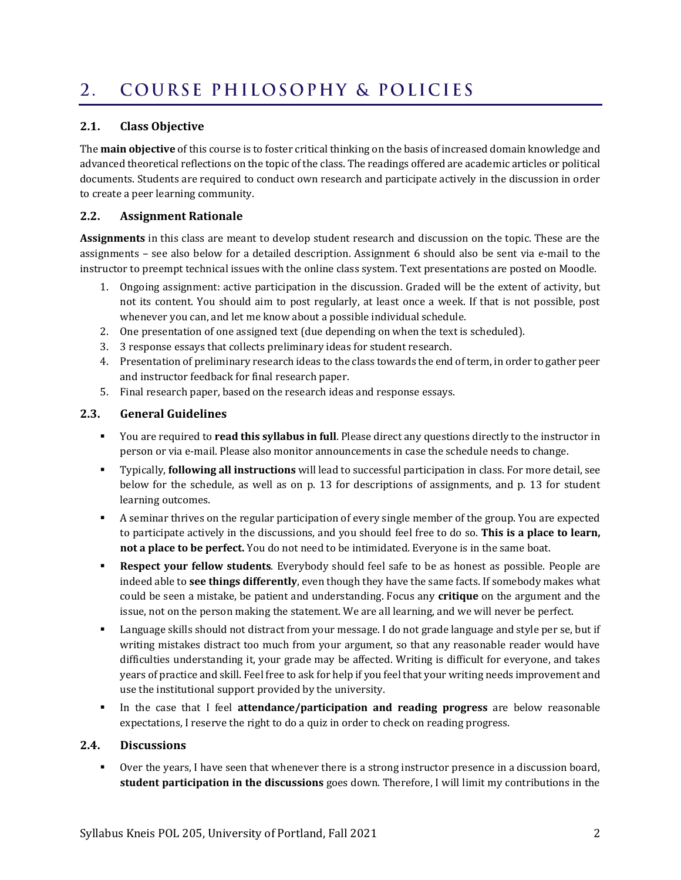# 2. COURSE PHILOSOPHY & POLICIES

## 2.1. Class Objective

The **main objective** of this course is to foster critical thinking on the basis of increased domain knowledge and advanced theoretical reflections on the topic of the class. The readings offered are academic articles or political documents. Students are required to conduct own research and participate actively in the discussion in order to create a peer learning community.

## 2.2. Assignment Rationale

**Assignments** in this class are meant to develop student research and discussion on the topic. These are the assignments – see also below for a detailed description. Assignment 6 should also be sent via e-mail to the instructor to preempt technical issues with the online class system. Text presentations are posted on Moodle.

1. Ongoing assignment: active participation in the discussion. Graded will be the extent of activity, but not its content. You should aim to post regularly, at least once a week. If that is not possible, post whenever you can, and let me know about a possible individual schedule.
2. One presentation of one assigned text (due depending on when the text is scheduled).
3. 3 response essays that collects preliminary ideas for student research.
4. Presentation of preliminary research ideas to the class towards the end of term, in order to gather peer and instructor feedback for final research paper.
5. Final research paper, based on the research ideas and response essays.

## 2.3. General Guidelines

- You are required to **read this syllabus in full**. Please direct any questions directly to the instructor in person or via e-mail. Please also monitor announcements in case the schedule needs to change.
- Typically, **following all instructions** will lead to successful participation in class. For more detail, see below for the schedule, as well as on p. 13 for descriptions of assignments, and p. 13 for student learning outcomes.
- A seminar thrives on the regular participation of every single member of the group. You are expected to participate actively in the discussions, and you should feel free to do so. **This is a place to learn, not a place to be perfect.** You do not need to be intimidated. Everyone is in the same boat.
- **Respect your fellow students**. Everybody should feel safe to be as honest as possible. People are indeed able to **see things differently**, even though they have the same facts. If somebody makes what could be seen a mistake, be patient and understanding. Focus any **critique** on the argument and the issue, not on the person making the statement. We are all learning, and we will never be perfect.
- Language skills should not distract from your message. I do not grade language and style per se, but if writing mistakes distract too much from your argument, so that any reasonable reader would have difficulties understanding it, your grade may be affected. Writing is difficult for everyone, and takes years of practice and skill. Feel free to ask for help if you feel that your writing needs improvement and use the institutional support provided by the university.
- In the case that I feel **attendance/participation and reading progress** are below reasonable expectations, I reserve the right to do a quiz in order to check on reading progress.

## 2.4. Discussions

- Over the years, I have seen that whenever there is a strong instructor presence in a discussion board, **student participation in the discussions** goes down. Therefore, I will limit my contributions in the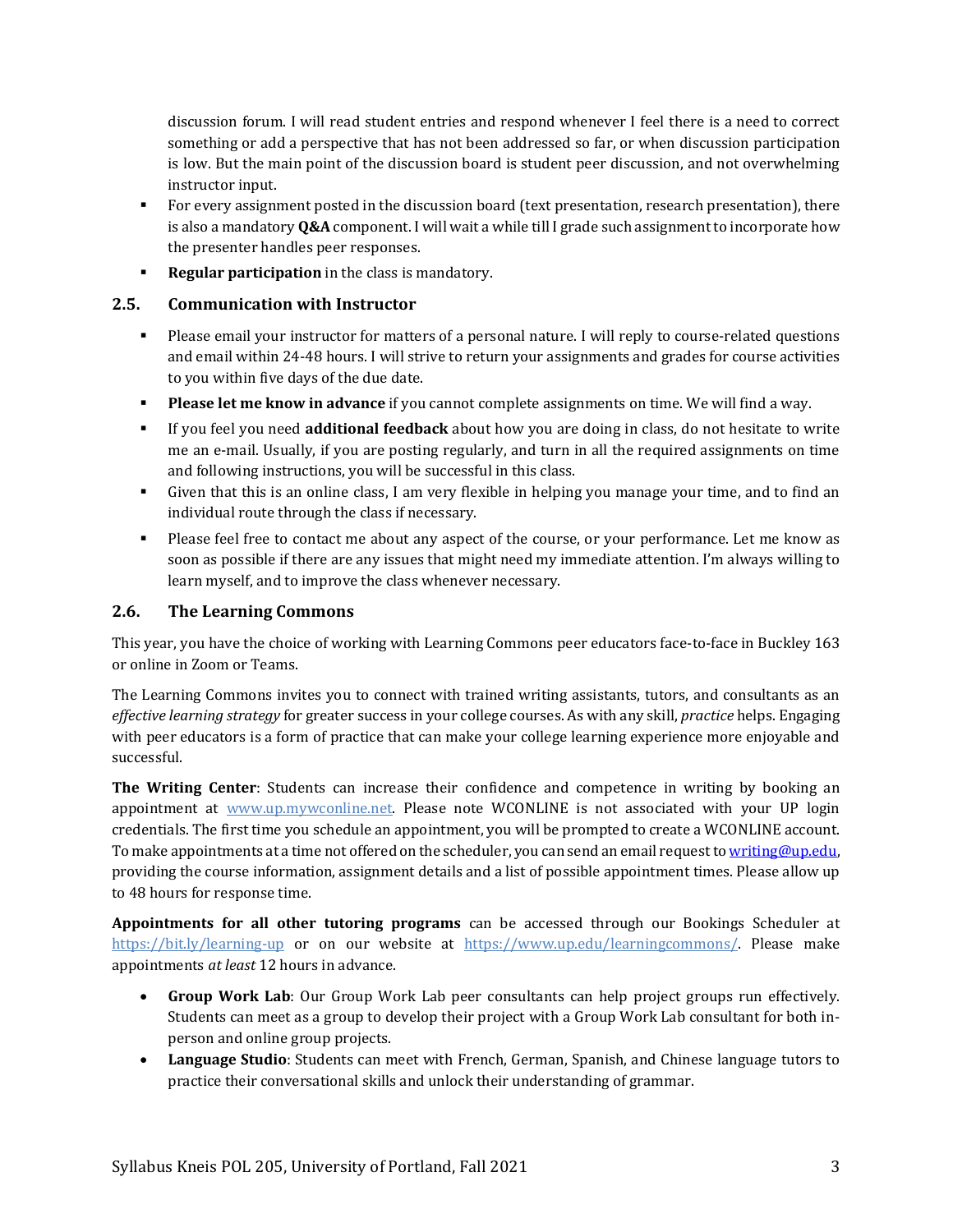discussion forum. I will read student entries and respond whenever I feel there is a need to correct something or add a perspective that has not been addressed so far, or when discussion participation is low. But the main point of the discussion board is student peer discussion, and not overwhelming instructor input.

- For every assignment posted in the discussion board (text presentation, research presentation), there is also a mandatory **Q&A** component. I will wait a while till I grade such assignment to incorporate how the presenter handles peer responses.
- **Regular participation** in the class is mandatory.

### 2.5. Communication with Instructor

- Please email your instructor for matters of a personal nature. I will reply to course-related questions and email within 24-48 hours. I will strive to return your assignments and grades for course activities to you within five days of the due date.
- **Please let me know in advance** if you cannot complete assignments on time. We will find a way.
- If you feel you need **additional feedback** about how you are doing in class, do not hesitate to write me an e-mail. Usually, if you are posting regularly, and turn in all the required assignments on time and following instructions, you will be successful in this class.
- Given that this is an online class, I am very flexible in helping you manage your time, and to find an individual route through the class if necessary.
- Please feel free to contact me about any aspect of the course, or your performance. Let me know as soon as possible if there are any issues that might need my immediate attention. I'm always willing to learn myself, and to improve the class whenever necessary.

### 2.6. The Learning Commons

This year, you have the choice of working with Learning Commons peer educators face-to-face in Buckley 163 or online in Zoom or Teams.

The Learning Commons invites you to connect with trained writing assistants, tutors, and consultants as an *effective learning strategy* for greater success in your college courses. As with any skill, *practice* helps. Engaging with peer educators is a form of practice that can make your college learning experience more enjoyable and successful.

**The Writing Center**: Students can increase their confidence and competence in writing by booking an appointment at www.up.mywconline.net. Please note WCONLINE is not associated with your UP login credentials. The first time you schedule an appointment, you will be prompted to create a WCONLINE account. To make appointments at a time not offered on the scheduler, you can send an email request to writing@up.edu, providing the course information, assignment details and a list of possible appointment times. Please allow up to 48 hours for response time.

**Appointments for all other tutoring programs** can be accessed through our Bookings Scheduler at https://bit.ly/learning-up or on our website at https://www.up.edu/learningcommons/. Please make appointments *at least* 12 hours in advance.

- **Group Work Lab**: Our Group Work Lab peer consultants can help project groups run effectively. Students can meet as a group to develop their project with a Group Work Lab consultant for both in-person and online group projects.
- **Language Studio**: Students can meet with French, German, Spanish, and Chinese language tutors to practice their conversational skills and unlock their understanding of grammar.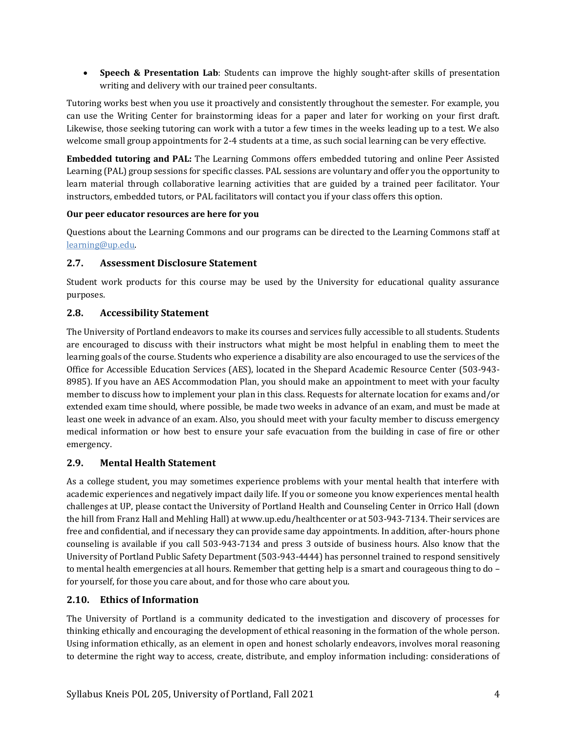- **Speech & Presentation Lab**: Students can improve the highly sought-after skills of presentation writing and delivery with our trained peer consultants.

Tutoring works best when you use it proactively and consistently throughout the semester. For example, you can use the Writing Center for brainstorming ideas for a paper and later for working on your first draft. Likewise, those seeking tutoring can work with a tutor a few times in the weeks leading up to a test. We also welcome small group appointments for 2-4 students at a time, as such social learning can be very effective.

**Embedded tutoring and PAL:** The Learning Commons offers embedded tutoring and online Peer Assisted Learning (PAL) group sessions for specific classes. PAL sessions are voluntary and offer you the opportunity to learn material through collaborative learning activities that are guided by a trained peer facilitator. Your instructors, embedded tutors, or PAL facilitators will contact you if your class offers this option.

**Our peer educator resources are here for you**

Questions about the Learning Commons and our programs can be directed to the Learning Commons staff at learning@up.edu.

## 2.7. Assessment Disclosure Statement

Student work products for this course may be used by the University for educational quality assurance purposes.

## 2.8. Accessibility Statement

The University of Portland endeavors to make its courses and services fully accessible to all students. Students are encouraged to discuss with their instructors what might be most helpful in enabling them to meet the learning goals of the course. Students who experience a disability are also encouraged to use the services of the Office for Accessible Education Services (AES), located in the Shepard Academic Resource Center (503-943-8985). If you have an AES Accommodation Plan, you should make an appointment to meet with your faculty member to discuss how to implement your plan in this class. Requests for alternate location for exams and/or extended exam time should, where possible, be made two weeks in advance of an exam, and must be made at least one week in advance of an exam. Also, you should meet with your faculty member to discuss emergency medical information or how best to ensure your safe evacuation from the building in case of fire or other emergency.

## 2.9. Mental Health Statement

As a college student, you may sometimes experience problems with your mental health that interfere with academic experiences and negatively impact daily life. If you or someone you know experiences mental health challenges at UP, please contact the University of Portland Health and Counseling Center in Orrico Hall (down the hill from Franz Hall and Mehling Hall) at www.up.edu/healthcenter or at 503-943-7134. Their services are free and confidential, and if necessary they can provide same day appointments. In addition, after-hours phone counseling is available if you call 503-943-7134 and press 3 outside of business hours. Also know that the University of Portland Public Safety Department (503-943-4444) has personnel trained to respond sensitively to mental health emergencies at all hours. Remember that getting help is a smart and courageous thing to do – for yourself, for those you care about, and for those who care about you.

## 2.10. Ethics of Information

The University of Portland is a community dedicated to the investigation and discovery of processes for thinking ethically and encouraging the development of ethical reasoning in the formation of the whole person. Using information ethically, as an element in open and honest scholarly endeavors, involves moral reasoning to determine the right way to access, create, distribute, and employ information including: considerations of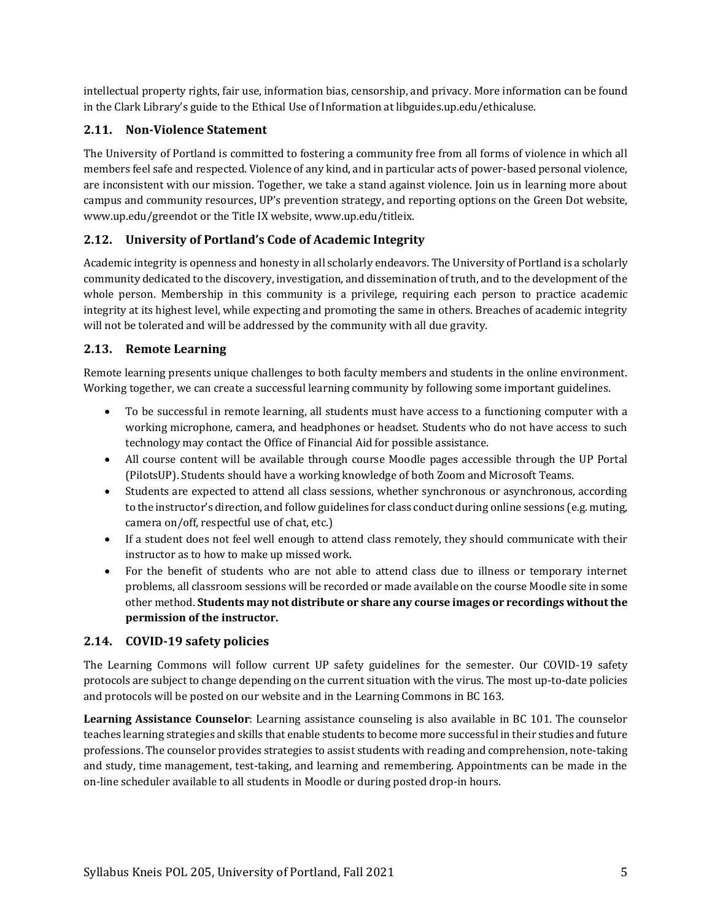intellectual property rights, fair use, information bias, censorship, and privacy. More information can be found in the Clark Library's guide to the Ethical Use of Information at libguides.up.edu/ethicaluse.

### 2.11. Non-Violence Statement

The University of Portland is committed to fostering a community free from all forms of violence in which all members feel safe and respected. Violence of any kind, and in particular acts of power-based personal violence, are inconsistent with our mission. Together, we take a stand against violence. Join us in learning more about campus and community resources, UP's prevention strategy, and reporting options on the Green Dot website, www.up.edu/greendot or the Title IX website, www.up.edu/titleix.

### 2.12. University of Portland's Code of Academic Integrity

Academic integrity is openness and honesty in all scholarly endeavors. The University of Portland is a scholarly community dedicated to the discovery, investigation, and dissemination of truth, and to the development of the whole person. Membership in this community is a privilege, requiring each person to practice academic integrity at its highest level, while expecting and promoting the same in others. Breaches of academic integrity will not be tolerated and will be addressed by the community with all due gravity.

### 2.13. Remote Learning

Remote learning presents unique challenges to both faculty members and students in the online environment. Working together, we can create a successful learning community by following some important guidelines.

- To be successful in remote learning, all students must have access to a functioning computer with a working microphone, camera, and headphones or headset. Students who do not have access to such technology may contact the Office of Financial Aid for possible assistance.
- All course content will be available through course Moodle pages accessible through the UP Portal (PilotsUP). Students should have a working knowledge of both Zoom and Microsoft Teams.
- Students are expected to attend all class sessions, whether synchronous or asynchronous, according to the instructor's direction, and follow guidelines for class conduct during online sessions (e.g. muting, camera on/off, respectful use of chat, etc.)
- If a student does not feel well enough to attend class remotely, they should communicate with their instructor as to how to make up missed work.
- For the benefit of students who are not able to attend class due to illness or temporary internet problems, all classroom sessions will be recorded or made available on the course Moodle site in some other method. **Students may not distribute or share any course images or recordings without the permission of the instructor.**

### 2.14. COVID-19 safety policies

The Learning Commons will follow current UP safety guidelines for the semester. Our COVID-19 safety protocols are subject to change depending on the current situation with the virus. The most up-to-date policies and protocols will be posted on our website and in the Learning Commons in BC 163.

**Learning Assistance Counselor**: Learning assistance counseling is also available in BC 101. The counselor teaches learning strategies and skills that enable students to become more successful in their studies and future professions. The counselor provides strategies to assist students with reading and comprehension, note-taking and study, time management, test-taking, and learning and remembering. Appointments can be made in the on-line scheduler available to all students in Moodle or during posted drop-in hours.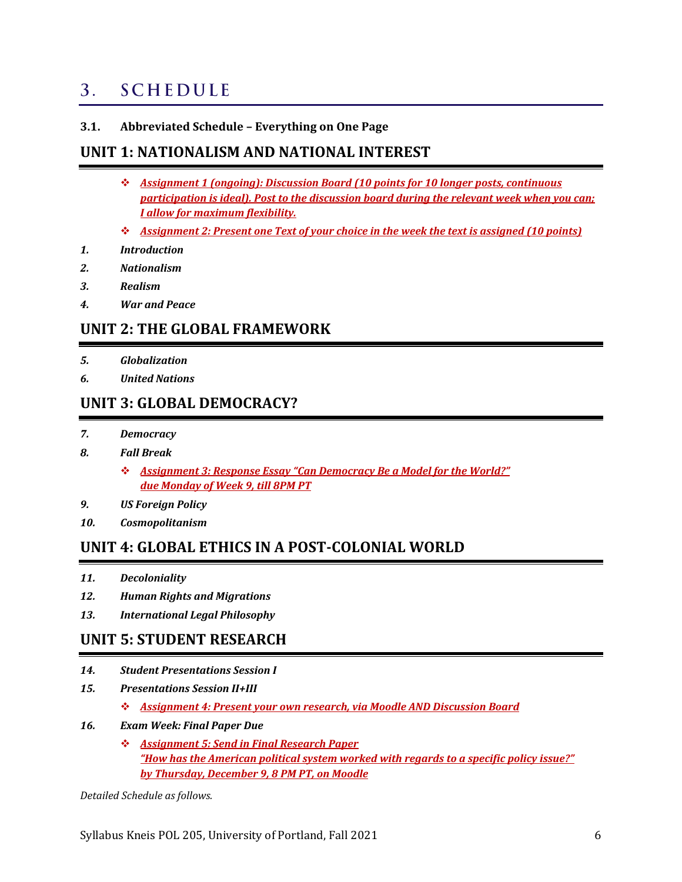# 3. SCHEDULE

### 3.1. Abbreviated Schedule – Everything on One Page

## UNIT 1: NATIONALISM AND NATIONAL INTEREST

- ***Assignment 1 (ongoing): Discussion Board (10 points for 10 longer posts, continuous participation is ideal). Post to the discussion board during the relevant week when you can; I allow for maximum flexibility.***
- ***Assignment 2: Present one Text of your choice in the week the text is assigned (10 points)***

*1. Introduction*

*2. Nationalism*

*3. Realism*

*4. War and Peace*

## UNIT 2: THE GLOBAL FRAMEWORK

*5. Globalization*

*6. United Nations*

## UNIT 3: GLOBAL DEMOCRACY?

*7. Democracy*

*8. Fall Break*

- ***Assignment 3: Response Essay "Can Democracy Be a Model for the World?" due Monday of Week 9, till 8PM PT***

*9. US Foreign Policy*

*10. Cosmopolitanism*

## UNIT 4: GLOBAL ETHICS IN A POST-COLONIAL WORLD

*11. Decoloniality*

*12. Human Rights and Migrations*

*13. International Legal Philosophy*

## UNIT 5: STUDENT RESEARCH

*14. Student Presentations Session I*

*15. Presentations Session II+III*

- ***Assignment 4: Present your own research, via Moodle AND Discussion Board***

*16. Exam Week: Final Paper Due*

- ***Assignment 5: Send in Final Research Paper "How has the American political system worked with regards to a specific policy issue?" by Thursday, December 9, 8 PM PT, on Moodle***

*Detailed Schedule as follows.*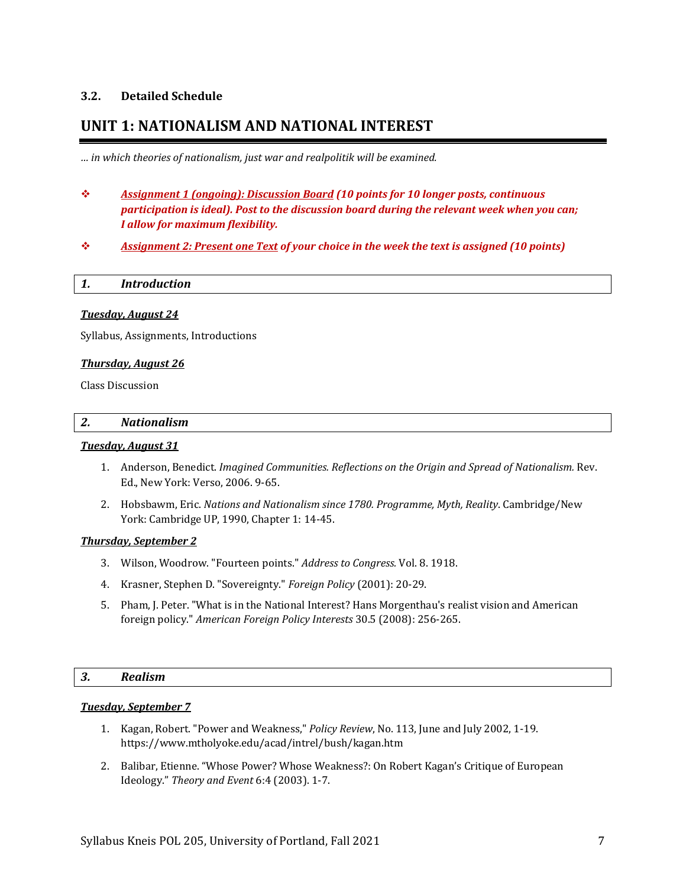### 3.2. Detailed Schedule

## UNIT 1: NATIONALISM AND NATIONAL INTEREST

*… in which theories of nationalism, just war and realpolitik will be examined.*

- ***Assignment 1 (ongoing): Discussion Board** (10 points for 10 longer posts, continuous participation is ideal). Post to the discussion board during the relevant week when you can; I allow for maximum flexibility.*
- ***Assignment 2: Present one Text** of your choice in the week the text is assigned (10 points)*

### *1. Introduction*

***Tuesday, August 24***

Syllabus, Assignments, Introductions

***Thursday, August 26***

Class Discussion

### *2. Nationalism*

***Tuesday, August 31***

1. Anderson, Benedict. *Imagined Communities. Reflections on the Origin and Spread of Nationalism.* Rev. Ed., New York: Verso, 2006. 9-65.
2. Hobsbawm, Eric. *Nations and Nationalism since 1780. Programme, Myth, Reality*. Cambridge/New York: Cambridge UP, 1990, Chapter 1: 14-45.

***Thursday, September 2***

3. Wilson, Woodrow. "Fourteen points." *Address to Congress.* Vol. 8. 1918.
4. Krasner, Stephen D. "Sovereignty." *Foreign Policy* (2001): 20-29.
5. Pham, J. Peter. "What is in the National Interest? Hans Morgenthau's realist vision and American foreign policy." *American Foreign Policy Interests* 30.5 (2008): 256-265.

### *3. Realism*

***Tuesday, September 7***

1. Kagan, Robert. "Power and Weakness," *Policy Review*, No. 113, June and July 2002, 1-19. https://www.mtholyoke.edu/acad/intrel/bush/kagan.htm
2. Balibar, Etienne. "Whose Power? Whose Weakness?: On Robert Kagan's Critique of European Ideology." *Theory and Event* 6:4 (2003). 1-7.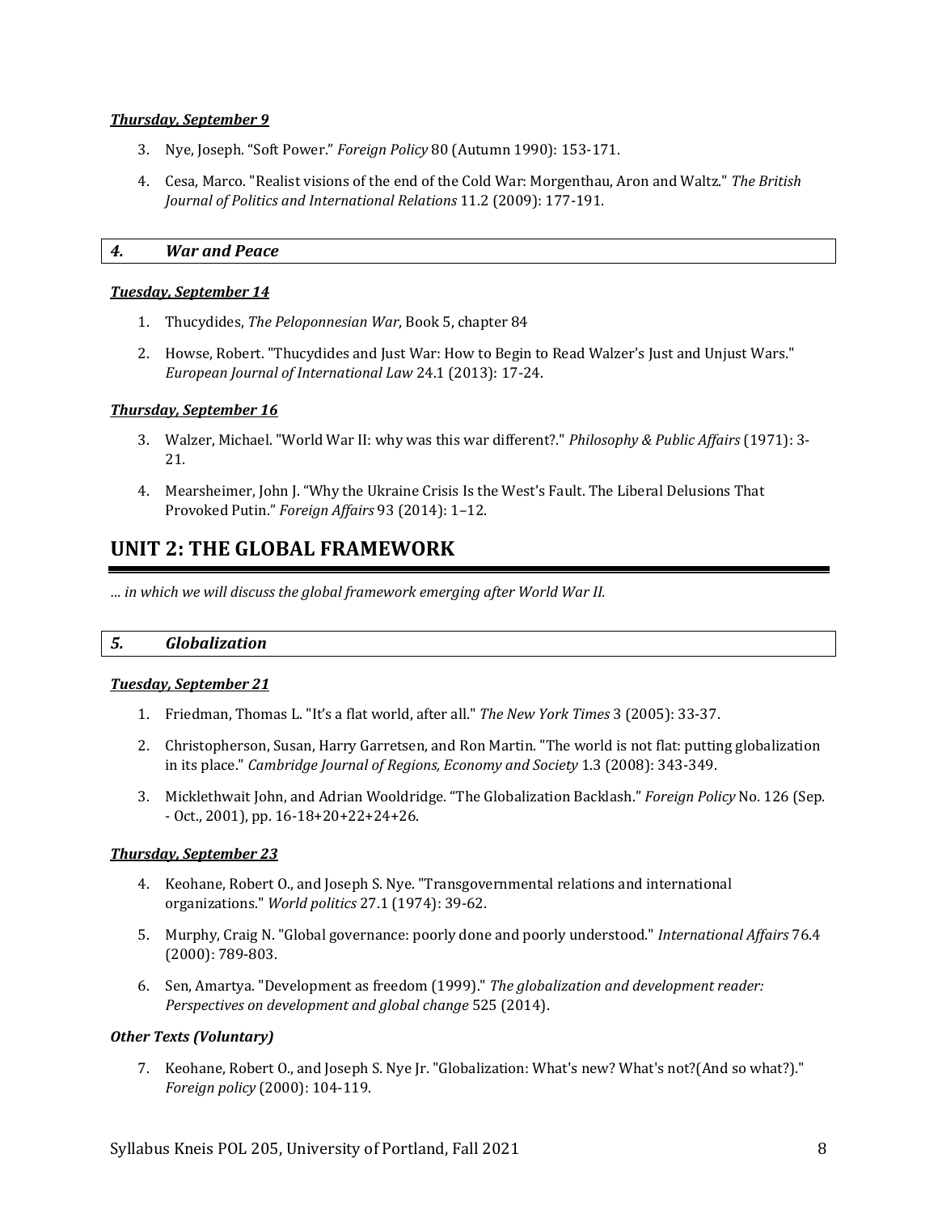***Thursday, September 9***

3. Nye, Joseph. "Soft Power." *Foreign Policy* 80 (Autumn 1990): 153-171.

4. Cesa, Marco. "Realist visions of the end of the Cold War: Morgenthau, Aron and Waltz." *The British Journal of Politics and International Relations* 11.2 (2009): 177-191.

### *4. War and Peace*

***Tuesday, September 14***

1. Thucydides, *The Peloponnesian War*, Book 5, chapter 84

2. Howse, Robert. "Thucydides and Just War: How to Begin to Read Walzer's Just and Unjust Wars." *European Journal of International Law* 24.1 (2013): 17-24.

***Thursday, September 16***

3. Walzer, Michael. "World War II: why was this war different?." *Philosophy & Public Affairs* (1971): 3-21.

4. Mearsheimer, John J. "Why the Ukraine Crisis Is the West's Fault. The Liberal Delusions That Provoked Putin." *Foreign Affairs* 93 (2014): 1–12.

## UNIT 2: THE GLOBAL FRAMEWORK

*… in which we will discuss the global framework emerging after World War II.*

### *5. Globalization*

***Tuesday, September 21***

1. Friedman, Thomas L. "It's a flat world, after all." *The New York Times* 3 (2005): 33-37.

2. Christopherson, Susan, Harry Garretsen, and Ron Martin. "The world is not flat: putting globalization in its place." *Cambridge Journal of Regions, Economy and Society* 1.3 (2008): 343-349.

3. Micklethwait John, and Adrian Wooldridge. "The Globalization Backlash." *Foreign Policy* No. 126 (Sep. - Oct., 2001), pp. 16-18+20+22+24+26.

***Thursday, September 23***

4. Keohane, Robert O., and Joseph S. Nye. "Transgovernmental relations and international organizations." *World politics* 27.1 (1974): 39-62.

5. Murphy, Craig N. "Global governance: poorly done and poorly understood." *International Affairs* 76.4 (2000): 789-803.

6. Sen, Amartya. "Development as freedom (1999)." *The globalization and development reader: Perspectives on development and global change* 525 (2014).

***Other Texts (Voluntary)***

7. Keohane, Robert O., and Joseph S. Nye Jr. "Globalization: What's new? What's not?(And so what?)." *Foreign policy* (2000): 104-119.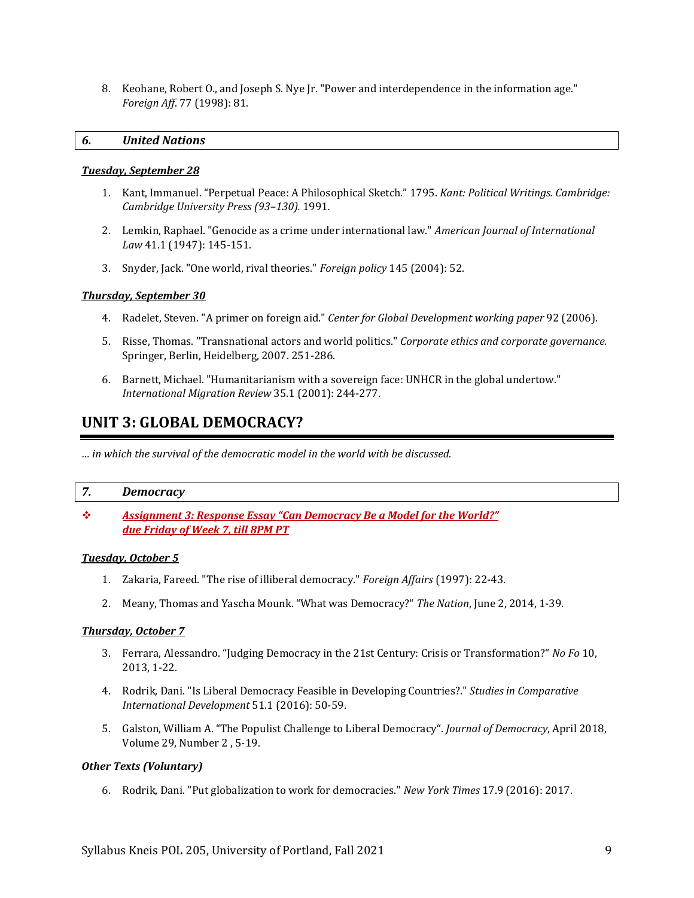8. Keohane, Robert O., and Joseph S. Nye Jr. "Power and interdependence in the information age." *Foreign Aff.* 77 (1998): 81.

### *6. United Nations*

***Tuesday, September 28***

1. Kant, Immanuel. "Perpetual Peace: A Philosophical Sketch." 1795. *Kant: Political Writings. Cambridge: Cambridge University Press (93–130).* 1991*.*
2. Lemkin, Raphael. "Genocide as a crime under international law." *American Journal of International Law* 41.1 (1947): 145-151.
3. Snyder, Jack. "One world, rival theories." *Foreign policy* 145 (2004): 52.

***Thursday, September 30***

4. Radelet, Steven. "A primer on foreign aid." *Center for Global Development working paper* 92 (2006).
5. Risse, Thomas. "Transnational actors and world politics." *Corporate ethics and corporate governance.* Springer, Berlin, Heidelberg, 2007. 251-286.
6. Barnett, Michael. "Humanitarianism with a sovereign face: UNHCR in the global undertow." *International Migration Review* 35.1 (2001): 244-277.

## UNIT 3: GLOBAL DEMOCRACY?

*… in which the survival of the democratic model in the world with be discussed.*

### *7. Democracy*

❖ ***Assignment 3: Response Essay "Can Democracy Be a Model for the World?" due Friday of Week 7, till 8PM PT***

***Tuesday, October 5***

1. Zakaria, Fareed. "The rise of illiberal democracy." *Foreign Affairs* (1997): 22-43.
2. Meany, Thomas and Yascha Mounk. "What was Democracy?" *The Nation*, June 2, 2014, 1-39.

***Thursday, October 7***

3. Ferrara, Alessandro. "Judging Democracy in the 21st Century: Crisis or Transformation?" *No Fo* 10, 2013, 1-22.
4. Rodrik, Dani. "Is Liberal Democracy Feasible in Developing Countries?." *Studies in Comparative International Development* 51.1 (2016): 50-59.
5. Galston, William A. "The Populist Challenge to Liberal Democracy". *Journal of Democracy*, April 2018, Volume 29, Number 2 , 5-19.

***Other Texts (Voluntary)***

6. Rodrik, Dani. "Put globalization to work for democracies." *New York Times* 17.9 (2016): 2017.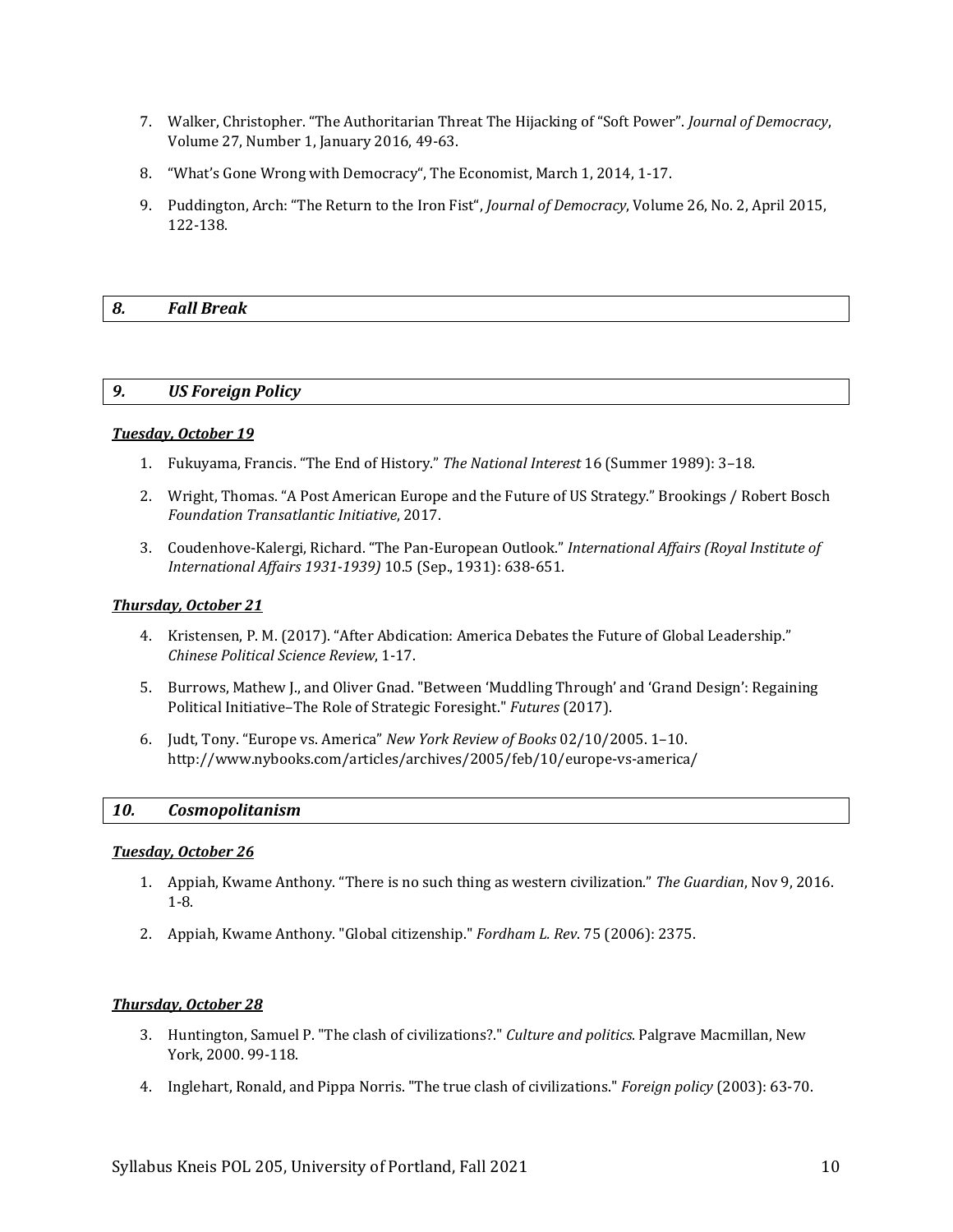7. Walker, Christopher. "The Authoritarian Threat The Hijacking of "Soft Power". *Journal of Democracy*, Volume 27, Number 1, January 2016, 49-63.

8. "What's Gone Wrong with Democracy", The Economist, March 1, 2014, 1-17.

9. Puddington, Arch: "The Return to the Iron Fist", *Journal of Democracy*, Volume 26, No. 2, April 2015, 122-138.

## *8. Fall Break*

## *9. US Foreign Policy*

***Tuesday, October 19***

1. Fukuyama, Francis. "The End of History." *The National Interest* 16 (Summer 1989): 3–18.

2. Wright, Thomas. "A Post American Europe and the Future of US Strategy." Brookings / Robert Bosch *Foundation Transatlantic Initiative*, 2017.

3. Coudenhove-Kalergi, Richard. "The Pan-European Outlook." *International Affairs (Royal Institute of International Affairs 1931-1939)* 10.5 (Sep., 1931): 638-651.

***Thursday, October 21***

4. Kristensen, P. M. (2017). "After Abdication: America Debates the Future of Global Leadership." *Chinese Political Science Review*, 1-17.

5. Burrows, Mathew J., and Oliver Gnad. "Between 'Muddling Through' and 'Grand Design': Regaining Political Initiative–The Role of Strategic Foresight." *Futures* (2017).

6. Judt, Tony. "Europe vs. America" *New York Review of Books* 02/10/2005. 1–10. http://www.nybooks.com/articles/archives/2005/feb/10/europe-vs-america/

## *10. Cosmopolitanism*

***Tuesday, October 26***

1. Appiah, Kwame Anthony. "There is no such thing as western civilization." *The Guardian*, Nov 9, 2016. 1-8.

2. Appiah, Kwame Anthony. "Global citizenship." *Fordham L. Rev*. 75 (2006): 2375.

***Thursday, October 28***

3. Huntington, Samuel P. "The clash of civilizations?." *Culture and politics*. Palgrave Macmillan, New York, 2000. 99-118.

4. Inglehart, Ronald, and Pippa Norris. "The true clash of civilizations." *Foreign policy* (2003): 63-70.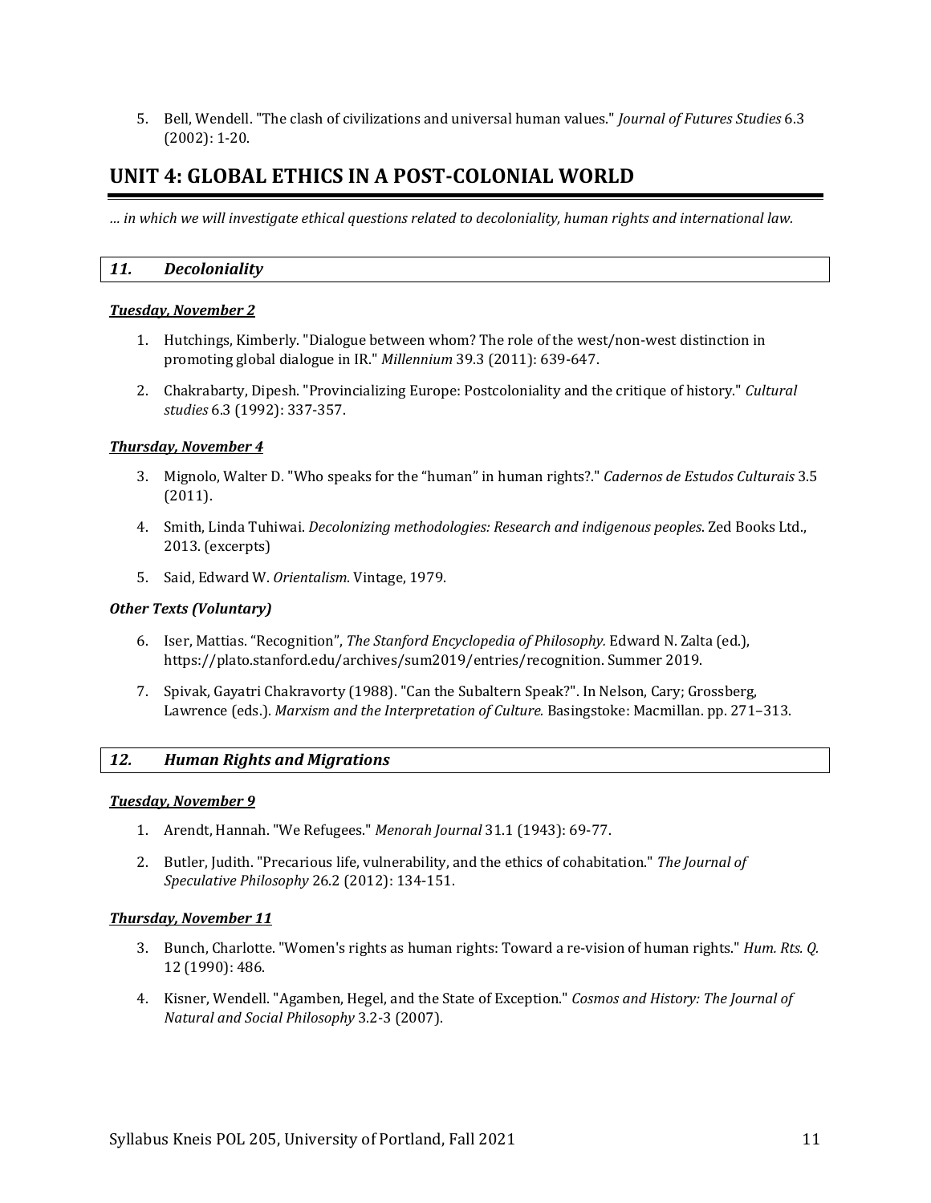5. Bell, Wendell. "The clash of civilizations and universal human values." *Journal of Futures Studies* 6.3 (2002): 1-20.

## UNIT 4: GLOBAL ETHICS IN A POST-COLONIAL WORLD

*… in which we will investigate ethical questions related to decoloniality, human rights and international law.*

### *11. Decoloniality*

***Tuesday, November 2***

1. Hutchings, Kimberly. "Dialogue between whom? The role of the west/non-west distinction in promoting global dialogue in IR." *Millennium* 39.3 (2011): 639-647.

2. Chakrabarty, Dipesh. "Provincializing Europe: Postcoloniality and the critique of history." *Cultural studies* 6.3 (1992): 337-357.

***Thursday, November 4***

3. Mignolo, Walter D. "Who speaks for the "human" in human rights?." *Cadernos de Estudos Culturais* 3.5 (2011).

4. Smith, Linda Tuhiwai. *Decolonizing methodologies: Research and indigenous peoples*. Zed Books Ltd., 2013. (excerpts)

5. Said, Edward W. *Orientalism*. Vintage, 1979.

***Other Texts (Voluntary)***

6. Iser, Mattias. "Recognition", *The Stanford Encyclopedia of Philosophy.* Edward N. Zalta (ed.), https://plato.stanford.edu/archives/sum2019/entries/recognition. Summer 2019.

7. Spivak, Gayatri Chakravorty (1988). "Can the Subaltern Speak?". In Nelson, Cary; Grossberg, Lawrence (eds.). *Marxism and the Interpretation of Culture.* Basingstoke: Macmillan. pp. 271–313.

### *12. Human Rights and Migrations*

***Tuesday, November 9***

1. Arendt, Hannah. "We Refugees." *Menorah Journal* 31.1 (1943): 69-77.

2. Butler, Judith. "Precarious life, vulnerability, and the ethics of cohabitation." *The Journal of Speculative Philosophy* 26.2 (2012): 134-151.

***Thursday, November 11***

3. Bunch, Charlotte. "Women's rights as human rights: Toward a re-vision of human rights." *Hum. Rts. Q.* 12 (1990): 486.

4. Kisner, Wendell. "Agamben, Hegel, and the State of Exception." *Cosmos and History: The Journal of Natural and Social Philosophy* 3.2-3 (2007).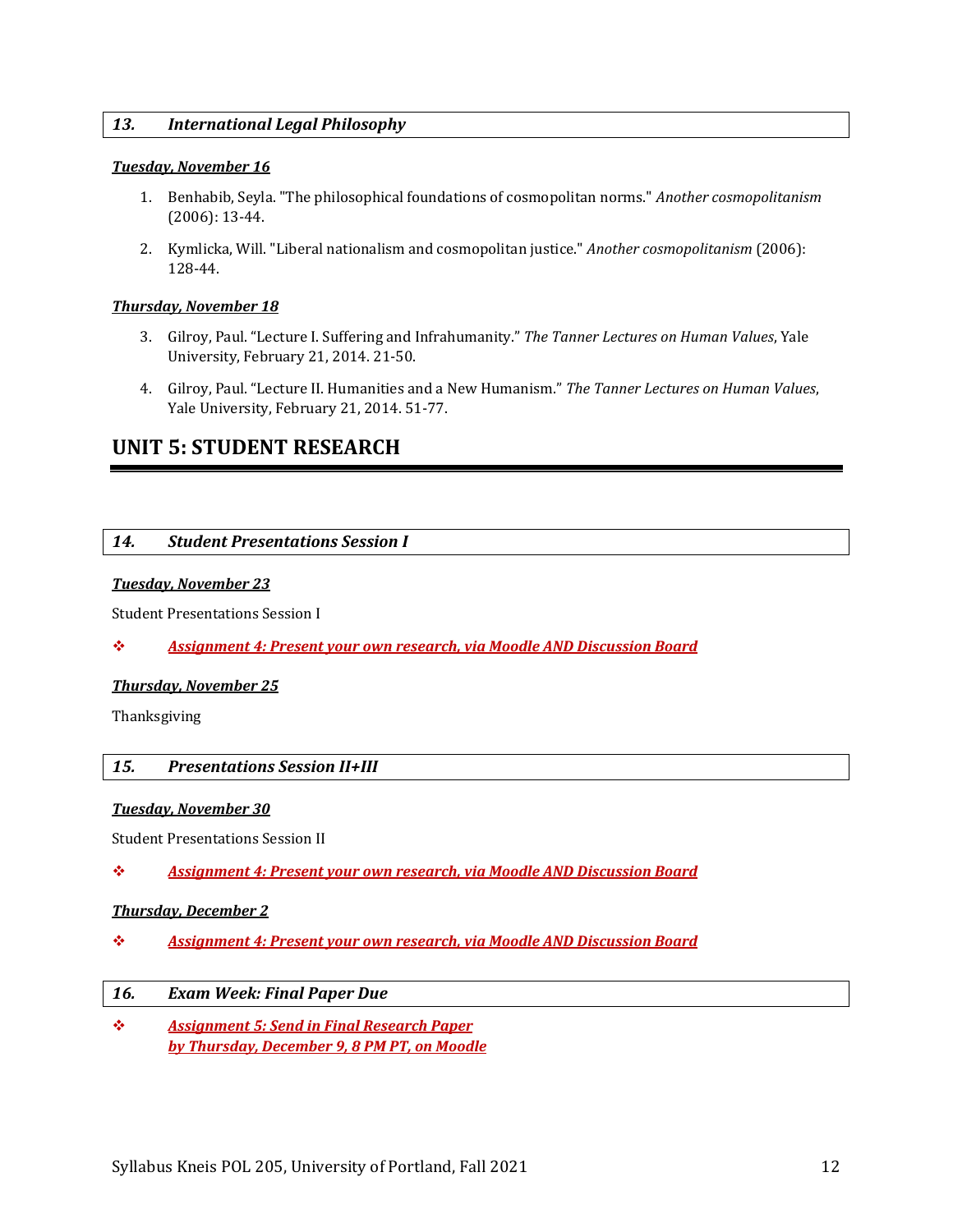### *13. International Legal Philosophy*

***Tuesday, November 16***

1. Benhabib, Seyla. "The philosophical foundations of cosmopolitan norms." *Another cosmopolitanism* (2006): 13-44.
2. Kymlicka, Will. "Liberal nationalism and cosmopolitan justice." *Another cosmopolitanism* (2006): 128-44.

***Thursday, November 18***

3. Gilroy, Paul. "Lecture I. Suffering and Infrahumanity." *The Tanner Lectures on Human Values*, Yale University, February 21, 2014. 21-50.
4. Gilroy, Paul. "Lecture II. Humanities and a New Humanism." *The Tanner Lectures on Human Values*, Yale University, February 21, 2014. 51-77.

## UNIT 5: STUDENT RESEARCH

### *14. Student Presentations Session I*

***Tuesday, November 23***

Student Presentations Session I

❖ ***Assignment 4: Present your own research, via Moodle AND Discussion Board***

***Thursday, November 25***

Thanksgiving

### *15. Presentations Session II+III*

***Tuesday, November 30***

Student Presentations Session II

❖ ***Assignment 4: Present your own research, via Moodle AND Discussion Board***

***Thursday, December 2***

❖ ***Assignment 4: Present your own research, via Moodle AND Discussion Board***

### *16. Exam Week: Final Paper Due*

❖ ***Assignment 5: Send in Final Research Paper by Thursday, December 9, 8 PM PT, on Moodle***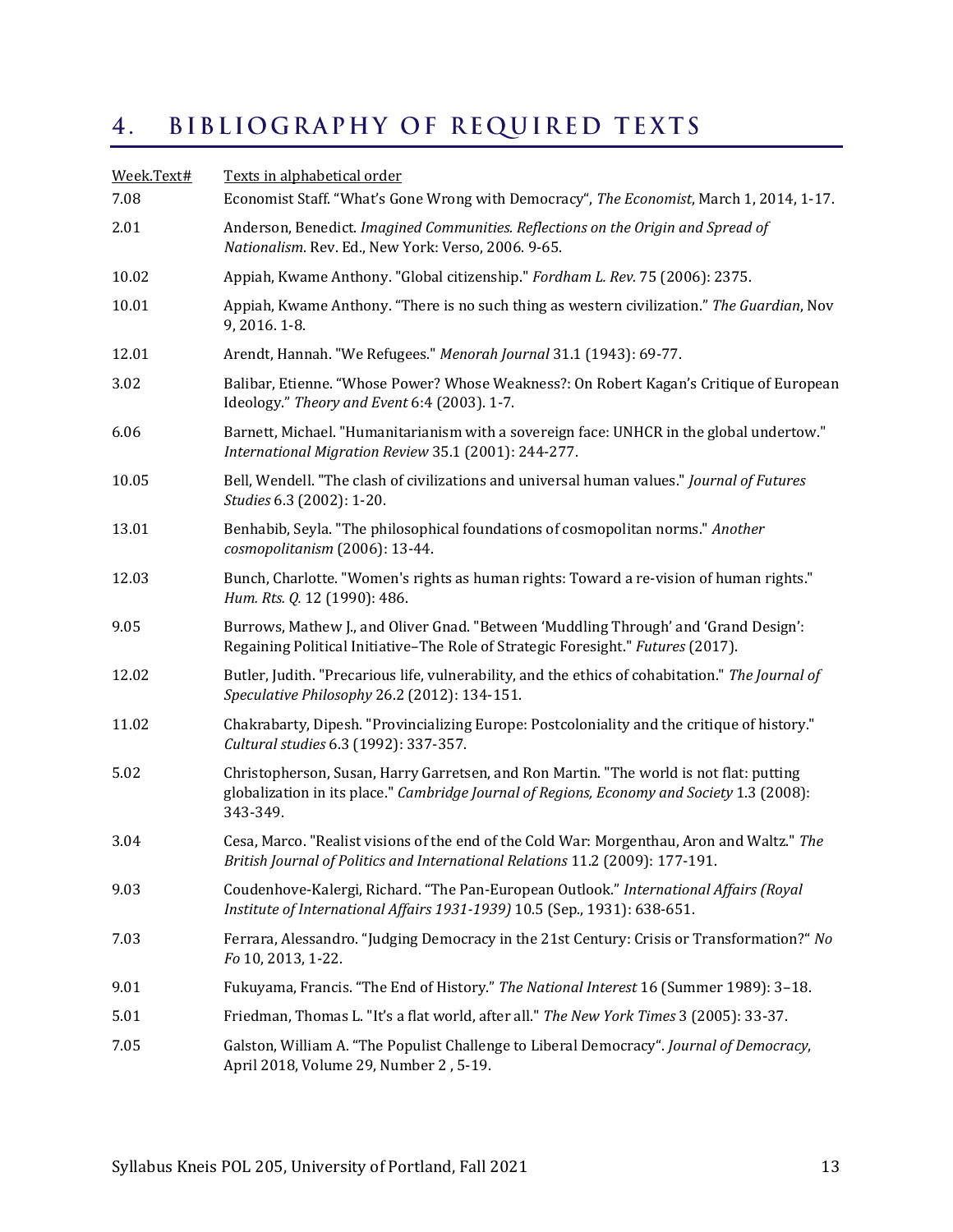## 4. BIBLIOGRAPHY OF REQUIRED TEXTS

| Week.Text# | Texts in alphabetical order |
|---|---|
| 7.08 | Economist Staff. "What's Gone Wrong with Democracy", *The Economist*, March 1, 2014, 1-17. |
| 2.01 | Anderson, Benedict. *Imagined Communities. Reflections on the Origin and Spread of Nationalism*. Rev. Ed., New York: Verso, 2006. 9-65. |
| 10.02 | Appiah, Kwame Anthony. "Global citizenship." *Fordham L. Rev.* 75 (2006): 2375. |
| 10.01 | Appiah, Kwame Anthony. "There is no such thing as western civilization." *The Guardian*, Nov 9, 2016. 1-8. |
| 12.01 | Arendt, Hannah. "We Refugees." *Menorah Journal* 31.1 (1943): 69-77. |
| 3.02 | Balibar, Etienne. "Whose Power? Whose Weakness?: On Robert Kagan's Critique of European Ideology." *Theory and Event* 6:4 (2003). 1-7. |
| 6.06 | Barnett, Michael. "Humanitarianism with a sovereign face: UNHCR in the global undertow." *International Migration Review* 35.1 (2001): 244-277. |
| 10.05 | Bell, Wendell. "The clash of civilizations and universal human values." *Journal of Futures Studies* 6.3 (2002): 1-20. |
| 13.01 | Benhabib, Seyla. "The philosophical foundations of cosmopolitan norms." *Another cosmopolitanism* (2006): 13-44. |
| 12.03 | Bunch, Charlotte. "Women's rights as human rights: Toward a re-vision of human rights." *Hum. Rts. Q.* 12 (1990): 486. |
| 9.05 | Burrows, Mathew J., and Oliver Gnad. "Between 'Muddling Through' and 'Grand Design': Regaining Political Initiative–The Role of Strategic Foresight." *Futures* (2017). |
| 12.02 | Butler, Judith. "Precarious life, vulnerability, and the ethics of cohabitation." *The Journal of Speculative Philosophy* 26.2 (2012): 134-151. |
| 11.02 | Chakrabarty, Dipesh. "Provincializing Europe: Postcoloniality and the critique of history." *Cultural studies* 6.3 (1992): 337-357. |
| 5.02 | Christopherson, Susan, Harry Garretsen, and Ron Martin. "The world is not flat: putting globalization in its place." *Cambridge Journal of Regions, Economy and Society* 1.3 (2008): 343-349. |
| 3.04 | Cesa, Marco. "Realist visions of the end of the Cold War: Morgenthau, Aron and Waltz." *The British Journal of Politics and International Relations* 11.2 (2009): 177-191. |
| 9.03 | Coudenhove-Kalergi, Richard. "The Pan-European Outlook." *International Affairs (Royal Institute of International Affairs 1931-1939)* 10.5 (Sep., 1931): 638-651. |
| 7.03 | Ferrara, Alessandro. "Judging Democracy in the 21st Century: Crisis or Transformation?" *No Fo* 10, 2013, 1-22. |
| 9.01 | Fukuyama, Francis. "The End of History." *The National Interest* 16 (Summer 1989): 3–18. |
| 5.01 | Friedman, Thomas L. "It's a flat world, after all." *The New York Times* 3 (2005): 33-37. |
| 7.05 | Galston, William A. "The Populist Challenge to Liberal Democracy". *Journal of Democracy*, April 2018, Volume 29, Number 2 , 5-19. |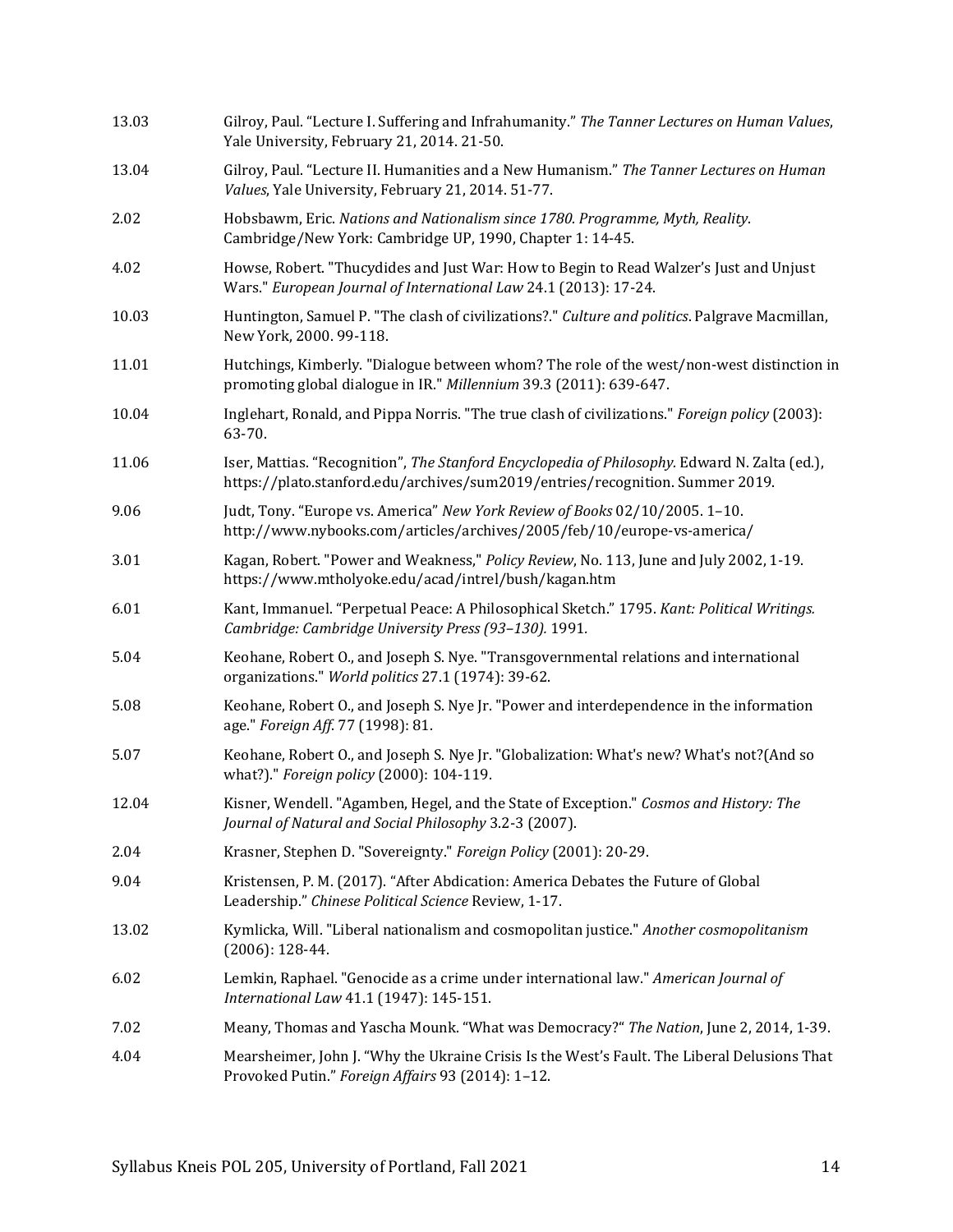| | |
|---|---|
| 13.03 | Gilroy, Paul. “Lecture I. Suffering and Infrahumanity.” *The Tanner Lectures on Human Values*, Yale University, February 21, 2014. 21-50. |
| 13.04 | Gilroy, Paul. “Lecture II. Humanities and a New Humanism.” *The Tanner Lectures on Human Values*, Yale University, February 21, 2014. 51-77. |
| 2.02 | Hobsbawm, Eric. *Nations and Nationalism since 1780. Programme, Myth, Reality*. Cambridge/New York: Cambridge UP, 1990, Chapter 1: 14-45. |
| 4.02 | Howse, Robert. "Thucydides and Just War: How to Begin to Read Walzer’s Just and Unjust Wars." *European Journal of International Law* 24.1 (2013): 17-24. |
| 10.03 | Huntington, Samuel P. "The clash of civilizations?." *Culture and politics*. Palgrave Macmillan, New York, 2000. 99-118. |
| 11.01 | Hutchings, Kimberly. "Dialogue between whom? The role of the west/non-west distinction in promoting global dialogue in IR." *Millennium* 39.3 (2011): 639-647. |
| 10.04 | Inglehart, Ronald, and Pippa Norris. "The true clash of civilizations." *Foreign policy* (2003): 63-70. |
| 11.06 | Iser, Mattias. “Recognition”, *The Stanford Encyclopedia of Philosophy.* Edward N. Zalta (ed.), https://plato.stanford.edu/archives/sum2019/entries/recognition. Summer 2019. |
| 9.06 | Judt, Tony. “Europe vs. America” *New York Review of Books* 02/10/2005. 1–10. http://www.nybooks.com/articles/archives/2005/feb/10/europe-vs-america/ |
| 3.01 | Kagan, Robert. "Power and Weakness," *Policy Review*, No. 113, June and July 2002, 1-19. https://www.mtholyoke.edu/acad/intrel/bush/kagan.htm |
| 6.01 | Kant, Immanuel. “Perpetual Peace: A Philosophical Sketch.” 1795. *Kant: Political Writings. Cambridge: Cambridge University Press (93–130).* 1991. |
| 5.04 | Keohane, Robert O., and Joseph S. Nye. "Transgovernmental relations and international organizations." *World politics* 27.1 (1974): 39-62. |
| 5.08 | Keohane, Robert O., and Joseph S. Nye Jr. "Power and interdependence in the information age." *Foreign Aff.* 77 (1998): 81. |
| 5.07 | Keohane, Robert O., and Joseph S. Nye Jr. "Globalization: What's new? What's not?(And so what?)." *Foreign policy* (2000): 104-119. |
| 12.04 | Kisner, Wendell. "Agamben, Hegel, and the State of Exception." *Cosmos and History: The Journal of Natural and Social Philosophy* 3.2-3 (2007). |
| 2.04 | Krasner, Stephen D. "Sovereignty." *Foreign Policy* (2001): 20-29. |
| 9.04 | Kristensen, P. M. (2017). “After Abdication: America Debates the Future of Global Leadership.” *Chinese Political Science* Review, 1-17. |
| 13.02 | Kymlicka, Will. "Liberal nationalism and cosmopolitan justice." *Another cosmopolitanism* (2006): 128-44. |
| 6.02 | Lemkin, Raphael. "Genocide as a crime under international law." *American Journal of International Law* 41.1 (1947): 145-151. |
| 7.02 | Meany, Thomas and Yascha Mounk. “What was Democracy?“ *The Nation*, June 2, 2014, 1-39. |
| 4.04 | Mearsheimer, John J. “Why the Ukraine Crisis Is the West’s Fault. The Liberal Delusions That Provoked Putin.” *Foreign Affairs* 93 (2014): 1–12. |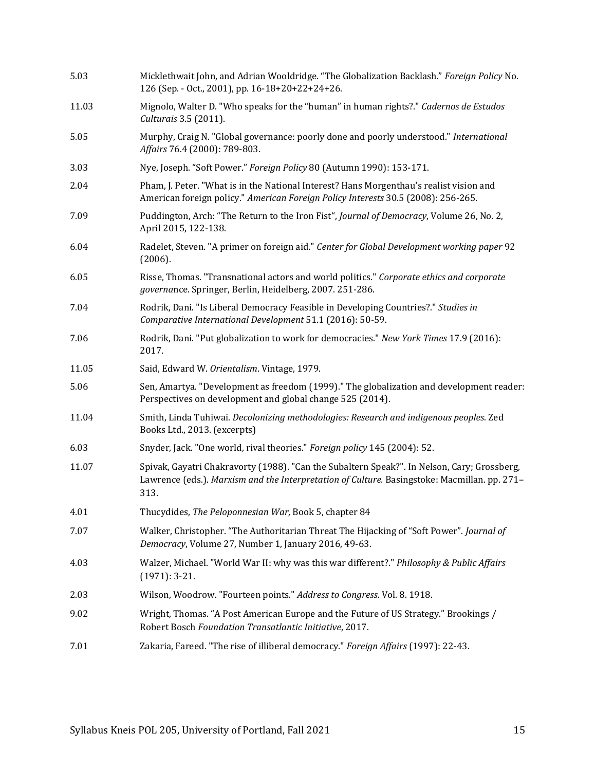| | |
|---|---|
| 5.03 | Micklethwait John, and Adrian Wooldridge. "The Globalization Backlash." *Foreign Policy* No. 126 (Sep. - Oct., 2001), pp. 16-18+20+22+24+26. |
| 11.03 | Mignolo, Walter D. "Who speaks for the "human" in human rights?." *Cadernos de Estudos Culturais* 3.5 (2011). |
| 5.05 | Murphy, Craig N. "Global governance: poorly done and poorly understood." *International Affairs* 76.4 (2000): 789-803. |
| 3.03 | Nye, Joseph. "Soft Power." *Foreign Policy* 80 (Autumn 1990): 153-171. |
| 2.04 | Pham, J. Peter. "What is in the National Interest? Hans Morgenthau's realist vision and American foreign policy." *American Foreign Policy Interests* 30.5 (2008): 256-265. |
| 7.09 | Puddington, Arch: "The Return to the Iron Fist", *Journal of Democracy*, Volume 26, No. 2, April 2015, 122-138. |
| 6.04 | Radelet, Steven. "A primer on foreign aid." *Center for Global Development working paper* 92 (2006). |
| 6.05 | Risse, Thomas. "Transnational actors and world politics." *Corporate ethics and corporate governance*. Springer, Berlin, Heidelberg, 2007. 251-286. |
| 7.04 | Rodrik, Dani. "Is Liberal Democracy Feasible in Developing Countries?." *Studies in Comparative International Development* 51.1 (2016): 50-59. |
| 7.06 | Rodrik, Dani. "Put globalization to work for democracies." *New York Times* 17.9 (2016): 2017. |
| 11.05 | Said, Edward W. *Orientalism*. Vintage, 1979. |
| 5.06 | Sen, Amartya. "Development as freedom (1999)." The globalization and development reader: Perspectives on development and global change 525 (2014). |
| 11.04 | Smith, Linda Tuhiwai. *Decolonizing methodologies: Research and indigenous peoples*. Zed Books Ltd., 2013. (excerpts) |
| 6.03 | Snyder, Jack. "One world, rival theories." *Foreign policy* 145 (2004): 52. |
| 11.07 | Spivak, Gayatri Chakravorty (1988). "Can the Subaltern Speak?". In Nelson, Cary; Grossberg, Lawrence (eds.). *Marxism and the Interpretation of Culture.* Basingstoke: Macmillan. pp. 271–313. |
| 4.01 | Thucydides, *The Peloponnesian War*, Book 5, chapter 84 |
| 7.07 | Walker, Christopher. "The Authoritarian Threat The Hijacking of "Soft Power". *Journal of Democracy*, Volume 27, Number 1, January 2016, 49-63. |
| 4.03 | Walzer, Michael. "World War II: why was this war different?." *Philosophy & Public Affairs* (1971): 3-21. |
| 2.03 | Wilson, Woodrow. "Fourteen points." *Address to Congress*. Vol. 8. 1918. |
| 9.02 | Wright, Thomas. "A Post American Europe and the Future of US Strategy." Brookings / Robert Bosch *Foundation Transatlantic Initiative*, 2017. |
| 7.01 | Zakaria, Fareed. "The rise of illiberal democracy." *Foreign Affairs* (1997): 22-43. |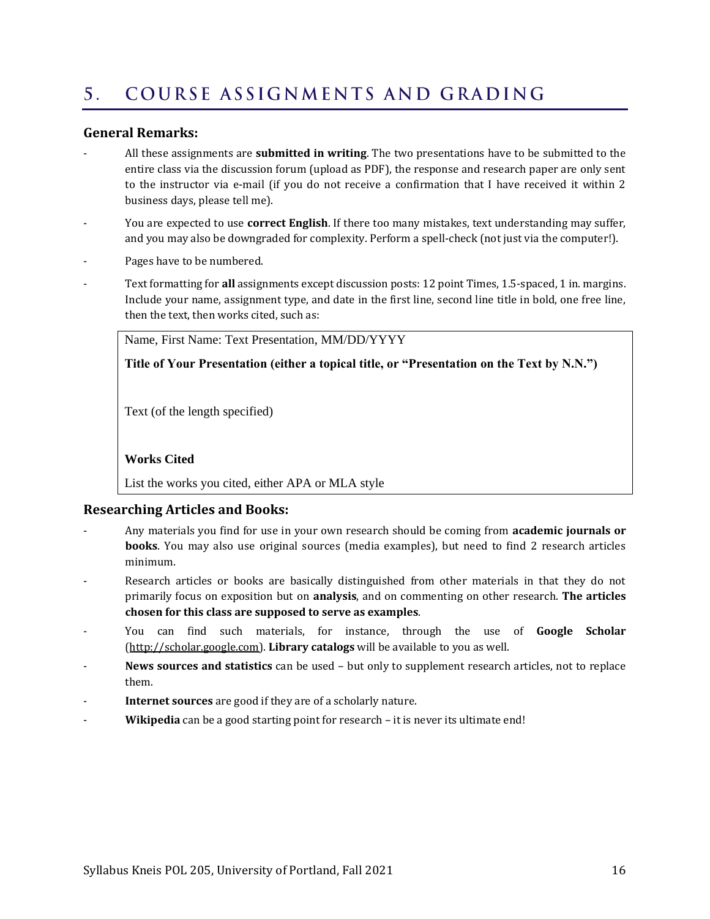# 5. COURSE ASSIGNMENTS AND GRADING

### General Remarks:

- All these assignments are **submitted in writing**. The two presentations have to be submitted to the entire class via the discussion forum (upload as PDF), the response and research paper are only sent to the instructor via e-mail (if you do not receive a confirmation that I have received it within 2 business days, please tell me).
- You are expected to use **correct English**. If there too many mistakes, text understanding may suffer, and you may also be downgraded for complexity. Perform a spell-check (not just via the computer!).
- Pages have to be numbered.
- Text formatting for **all** assignments except discussion posts: 12 point Times, 1.5-spaced, 1 in. margins. Include your name, assignment type, and date in the first line, second line title in bold, one free line, then the text, then works cited, such as:

> Name, First Name: Text Presentation, MM/DD/YYYY
>
> **Title of Your Presentation (either a topical title, or "Presentation on the Text by N.N.")**
>
> Text (of the length specified)
>
> **Works Cited**
>
> List the works you cited, either APA or MLA style

### Researching Articles and Books:

- Any materials you find for use in your own research should be coming from **academic journals or books**. You may also use original sources (media examples), but need to find 2 research articles minimum.
- Research articles or books are basically distinguished from other materials in that they do not primarily focus on exposition but on **analysis**, and on commenting on other research. **The articles chosen for this class are supposed to serve as examples**.
- You can find such materials, for instance, through the use of **Google Scholar** (http://scholar.google.com). **Library catalogs** will be available to you as well.
- **News sources and statistics** can be used – but only to supplement research articles, not to replace them.
- **Internet sources** are good if they are of a scholarly nature.
- **Wikipedia** can be a good starting point for research – it is never its ultimate end!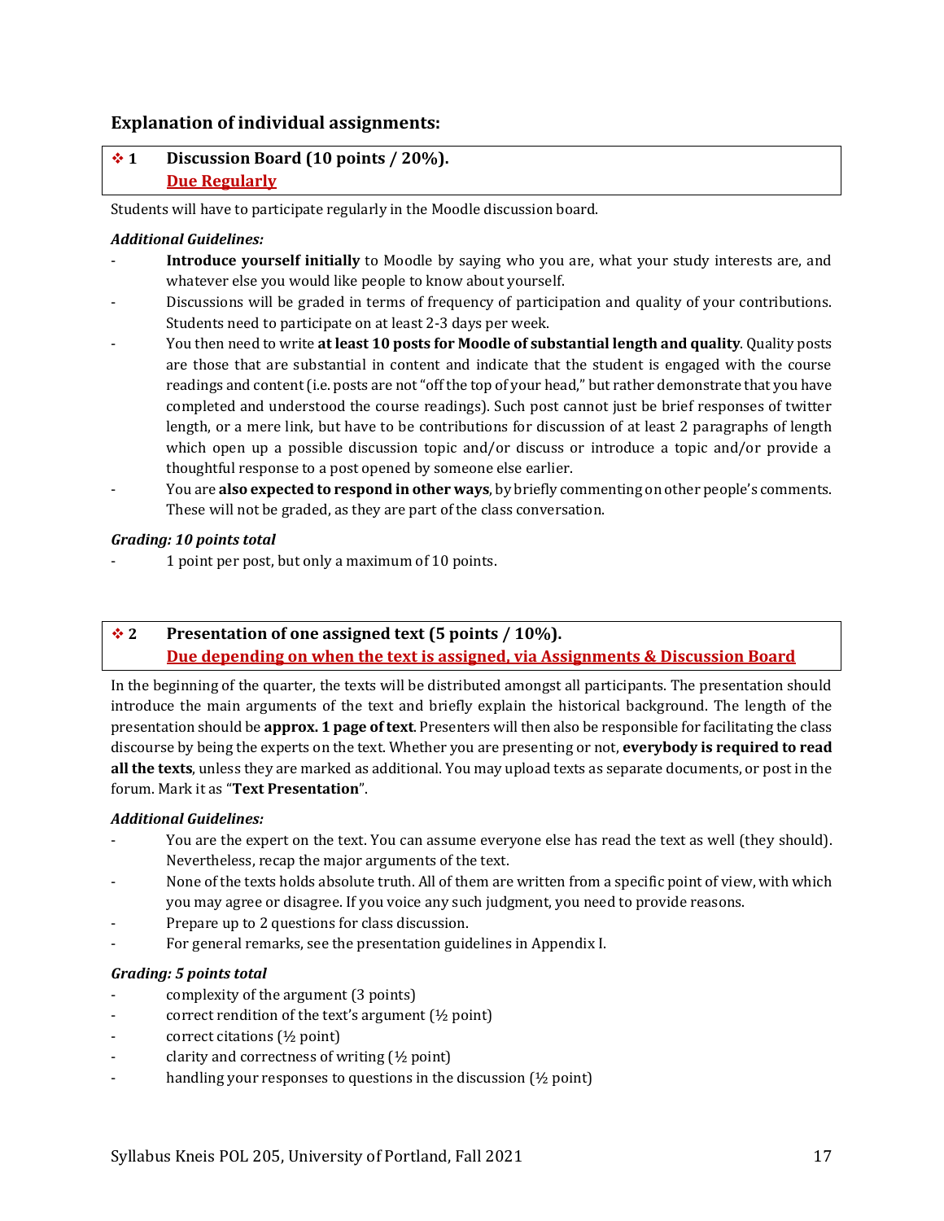### Explanation of individual assignments:

### ❖ 1 Discussion Board (10 points / 20%).

**Due Regularly**

Students will have to participate regularly in the Moodle discussion board.

***Additional Guidelines:***

- **Introduce yourself initially** to Moodle by saying who you are, what your study interests are, and whatever else you would like people to know about yourself.
- Discussions will be graded in terms of frequency of participation and quality of your contributions. Students need to participate on at least 2-3 days per week.
- You then need to write **at least 10 posts for Moodle of substantial length and quality**. Quality posts are those that are substantial in content and indicate that the student is engaged with the course readings and content (i.e. posts are not "off the top of your head," but rather demonstrate that you have completed and understood the course readings). Such post cannot just be brief responses of twitter length, or a mere link, but have to be contributions for discussion of at least 2 paragraphs of length which open up a possible discussion topic and/or discuss or introduce a topic and/or provide a thoughtful response to a post opened by someone else earlier.
- You are **also expected to respond in other ways**, by briefly commenting on other people's comments. These will not be graded, as they are part of the class conversation.

***Grading: 10 points total***

- 1 point per post, but only a maximum of 10 points.

### ❖ 2 Presentation of one assigned text (5 points / 10%).

**Due depending on when the text is assigned, via Assignments & Discussion Board**

In the beginning of the quarter, the texts will be distributed amongst all participants. The presentation should introduce the main arguments of the text and briefly explain the historical background. The length of the presentation should be **approx. 1 page of text**. Presenters will then also be responsible for facilitating the class discourse by being the experts on the text. Whether you are presenting or not, **everybody is required to read all the texts**, unless they are marked as additional. You may upload texts as separate documents, or post in the forum. Mark it as "**Text Presentation**".

***Additional Guidelines:***

- You are the expert on the text. You can assume everyone else has read the text as well (they should). Nevertheless, recap the major arguments of the text.
- None of the texts holds absolute truth. All of them are written from a specific point of view, with which you may agree or disagree. If you voice any such judgment, you need to provide reasons.
- Prepare up to 2 questions for class discussion.
- For general remarks, see the presentation guidelines in Appendix I.

***Grading: 5 points total***

- complexity of the argument (3 points)
- correct rendition of the text's argument (½ point)
- correct citations (½ point)
- clarity and correctness of writing (½ point)
- handling your responses to questions in the discussion (½ point)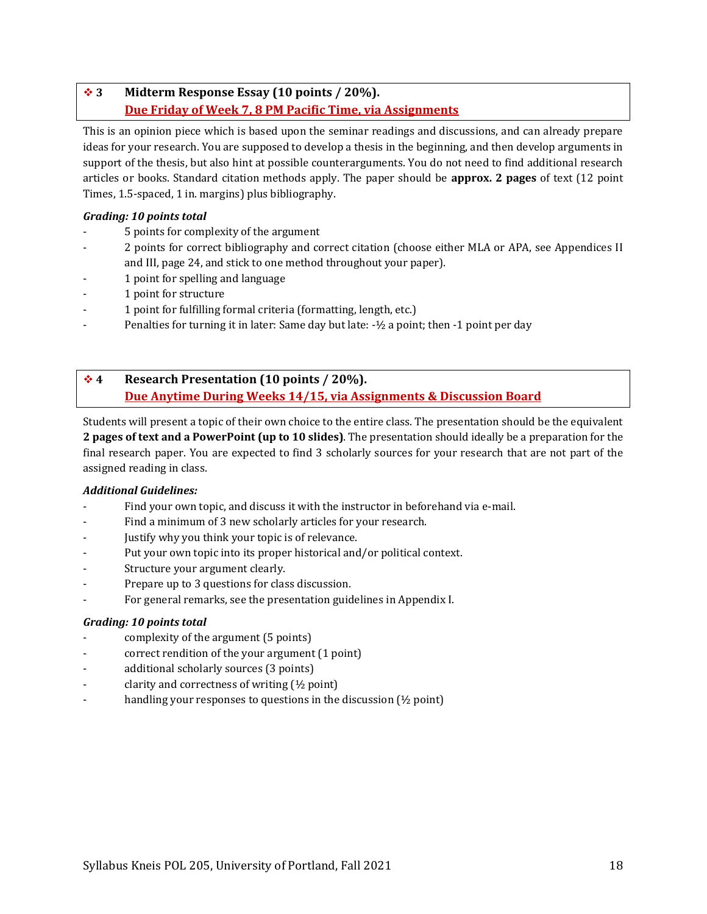### ❖ 3 Midterm Response Essay (10 points / 20%).
**Due Friday of Week 7, 8 PM Pacific Time, via Assignments**

This is an opinion piece which is based upon the seminar readings and discussions, and can already prepare ideas for your research. You are supposed to develop a thesis in the beginning, and then develop arguments in support of the thesis, but also hint at possible counterarguments. You do not need to find additional research articles or books. Standard citation methods apply. The paper should be **approx. 2 pages** of text (12 point Times, 1.5-spaced, 1 in. margins) plus bibliography.

***Grading: 10 points total***

- 5 points for complexity of the argument
- 2 points for correct bibliography and correct citation (choose either MLA or APA, see Appendices II and III, page 24, and stick to one method throughout your paper).
- 1 point for spelling and language
- 1 point for structure
- 1 point for fulfilling formal criteria (formatting, length, etc.)
- Penalties for turning it in later: Same day but late: -½ a point; then -1 point per day

### ❖ 4 Research Presentation (10 points / 20%).
**Due Anytime During Weeks 14/15, via Assignments & Discussion Board**

Students will present a topic of their own choice to the entire class. The presentation should be the equivalent **2 pages of text and a PowerPoint (up to 10 slides)**. The presentation should ideally be a preparation for the final research paper. You are expected to find 3 scholarly sources for your research that are not part of the assigned reading in class.

***Additional Guidelines:***

- Find your own topic, and discuss it with the instructor in beforehand via e-mail.
- Find a minimum of 3 new scholarly articles for your research.
- Justify why you think your topic is of relevance.
- Put your own topic into its proper historical and/or political context.
- Structure your argument clearly.
- Prepare up to 3 questions for class discussion.
- For general remarks, see the presentation guidelines in Appendix I.

***Grading: 10 points total***

- complexity of the argument (5 points)
- correct rendition of the your argument (1 point)
- additional scholarly sources (3 points)
- clarity and correctness of writing (½ point)
- handling your responses to questions in the discussion (½ point)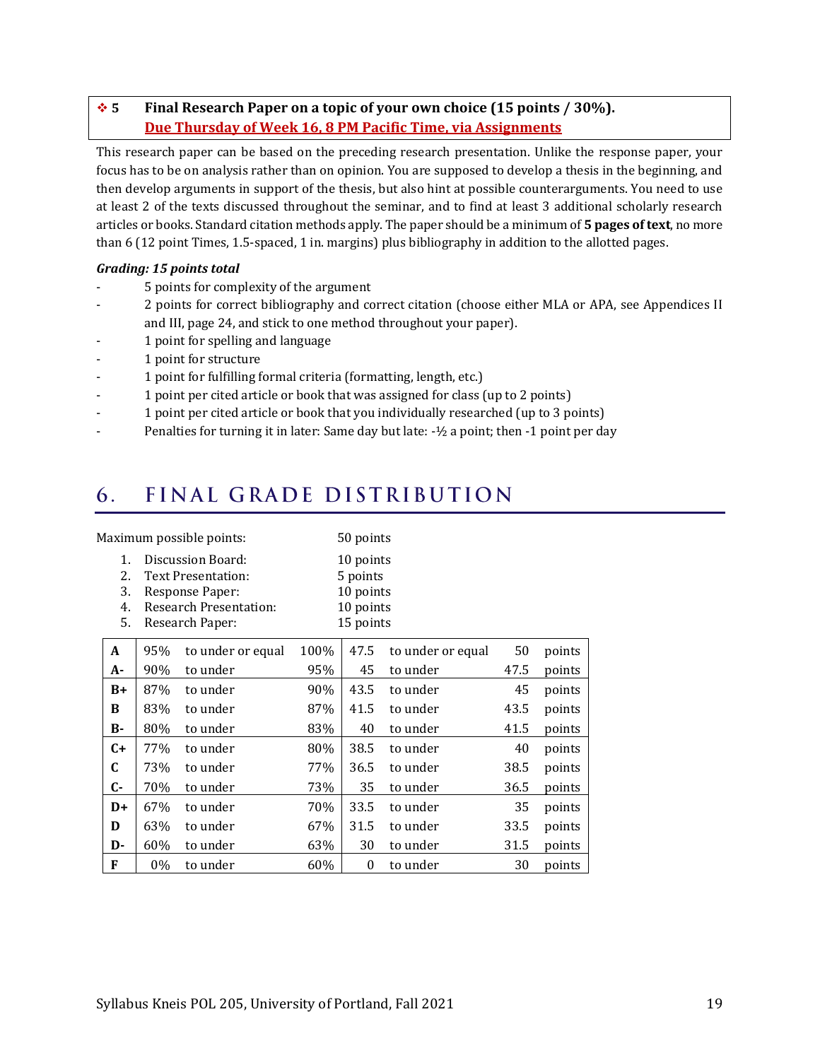### ❖ 5 Final Research Paper on a topic of your own choice (15 points / 30%).

**Due Thursday of Week 16, 8 PM Pacific Time, via Assignments**

This research paper can be based on the preceding research presentation. Unlike the response paper, your focus has to be on analysis rather than on opinion. You are supposed to develop a thesis in the beginning, and then develop arguments in support of the thesis, but also hint at possible counterarguments. You need to use at least 2 of the texts discussed throughout the seminar, and to find at least 3 additional scholarly research articles or books. Standard citation methods apply. The paper should be a minimum of **5 pages of text**, no more than 6 (12 point Times, 1.5-spaced, 1 in. margins) plus bibliography in addition to the allotted pages.

***Grading: 15 points total***

- 5 points for complexity of the argument
- 2 points for correct bibliography and correct citation (choose either MLA or APA, see Appendices II and III, page 24, and stick to one method throughout your paper).
- 1 point for spelling and language
- 1 point for structure
- 1 point for fulfilling formal criteria (formatting, length, etc.)
- 1 point per cited article or book that was assigned for class (up to 2 points)
- 1 point per cited article or book that you individually researched (up to 3 points)
- Penalties for turning it in later: Same day but late: -½ a point; then -1 point per day

## 6. FINAL GRADE DISTRIBUTION

Maximum possible points: 50 points

1. Discussion Board: 10 points
2. Text Presentation: 5 points
3. Response Paper: 10 points
4. Research Presentation: 10 points
5. Research Paper: 15 points

| Grade | | | | | | | |
|---|---|---|---|---|---|---|---|
| **A** | 95% | to under or equal | 100% | 47.5 | to under or equal | 50 | points |
| **A-** | 90% | to under | 95% | 45 | to under | 47.5 | points |
| **B+** | 87% | to under | 90% | 43.5 | to under | 45 | points |
| **B** | 83% | to under | 87% | 41.5 | to under | 43.5 | points |
| **B-** | 80% | to under | 83% | 40 | to under | 41.5 | points |
| **C+** | 77% | to under | 80% | 38.5 | to under | 40 | points |
| **C** | 73% | to under | 77% | 36.5 | to under | 38.5 | points |
| **C-** | 70% | to under | 73% | 35 | to under | 36.5 | points |
| **D+** | 67% | to under | 70% | 33.5 | to under | 35 | points |
| **D** | 63% | to under | 67% | 31.5 | to under | 33.5 | points |
| **D-** | 60% | to under | 63% | 30 | to under | 31.5 | points |
| **F** | 0% | to under | 60% | 0 | to under | 30 | points |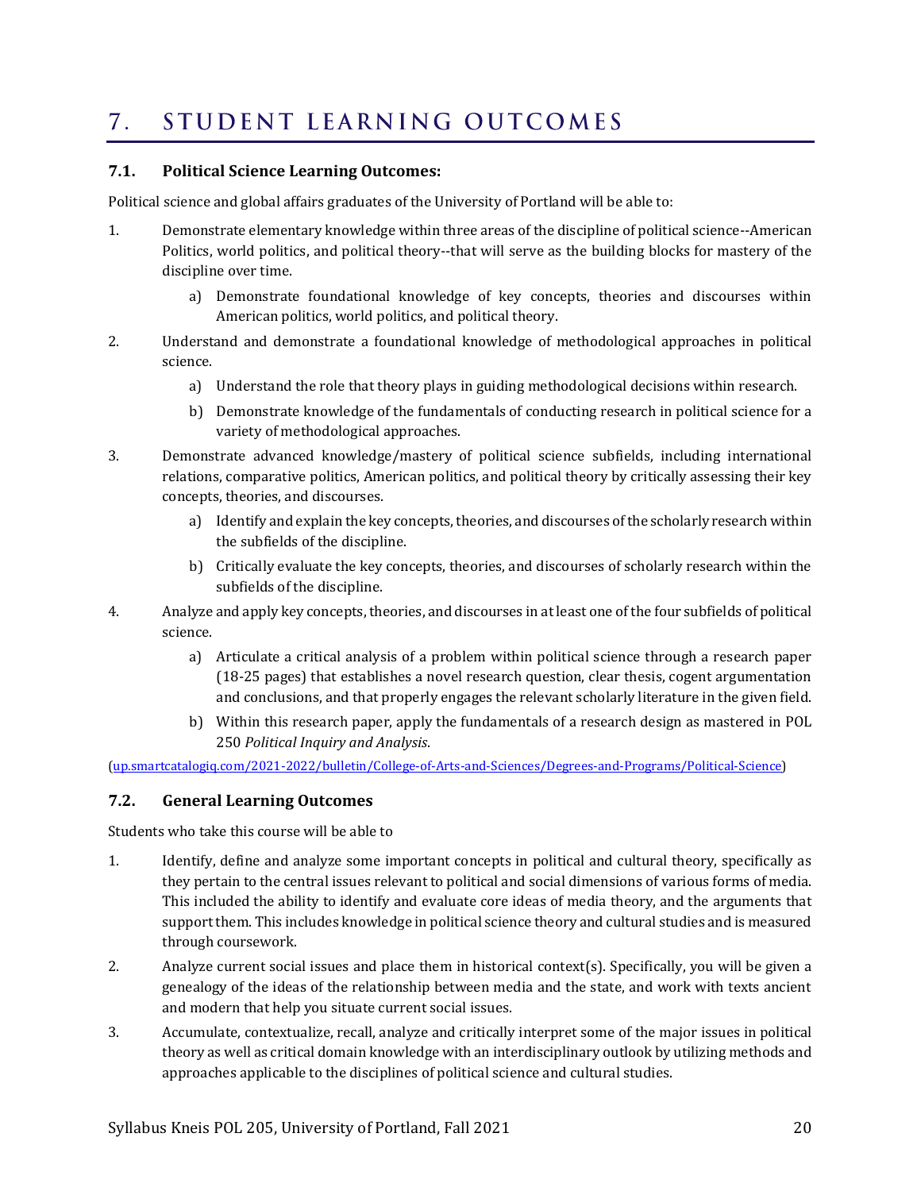# 7. STUDENT LEARNING OUTCOMES

## 7.1. Political Science Learning Outcomes:

Political science and global affairs graduates of the University of Portland will be able to:

1. Demonstrate elementary knowledge within three areas of the discipline of political science--American Politics, world politics, and political theory--that will serve as the building blocks for mastery of the discipline over time.
   a) Demonstrate foundational knowledge of key concepts, theories and discourses within American politics, world politics, and political theory.
2. Understand and demonstrate a foundational knowledge of methodological approaches in political science.
   a) Understand the role that theory plays in guiding methodological decisions within research.
   b) Demonstrate knowledge of the fundamentals of conducting research in political science for a variety of methodological approaches.
3. Demonstrate advanced knowledge/mastery of political science subfields, including international relations, comparative politics, American politics, and political theory by critically assessing their key concepts, theories, and discourses.
   a) Identify and explain the key concepts, theories, and discourses of the scholarly research within the subfields of the discipline.
   b) Critically evaluate the key concepts, theories, and discourses of scholarly research within the subfields of the discipline.
4. Analyze and apply key concepts, theories, and discourses in at least one of the four subfields of political science.
   a) Articulate a critical analysis of a problem within political science through a research paper (18-25 pages) that establishes a novel research question, clear thesis, cogent argumentation and conclusions, and that properly engages the relevant scholarly literature in the given field.
   b) Within this research paper, apply the fundamentals of a research design as mastered in POL 250 *Political Inquiry and Analysis*.

(up.smartcatalogiq.com/2021-2022/bulletin/College-of-Arts-and-Sciences/Degrees-and-Programs/Political-Science)

## 7.2. General Learning Outcomes

Students who take this course will be able to

1. Identify, define and analyze some important concepts in political and cultural theory, specifically as they pertain to the central issues relevant to political and social dimensions of various forms of media. This included the ability to identify and evaluate core ideas of media theory, and the arguments that support them. This includes knowledge in political science theory and cultural studies and is measured through coursework.
2. Analyze current social issues and place them in historical context(s). Specifically, you will be given a genealogy of the ideas of the relationship between media and the state, and work with texts ancient and modern that help you situate current social issues.
3. Accumulate, contextualize, recall, analyze and critically interpret some of the major issues in political theory as well as critical domain knowledge with an interdisciplinary outlook by utilizing methods and approaches applicable to the disciplines of political science and cultural studies.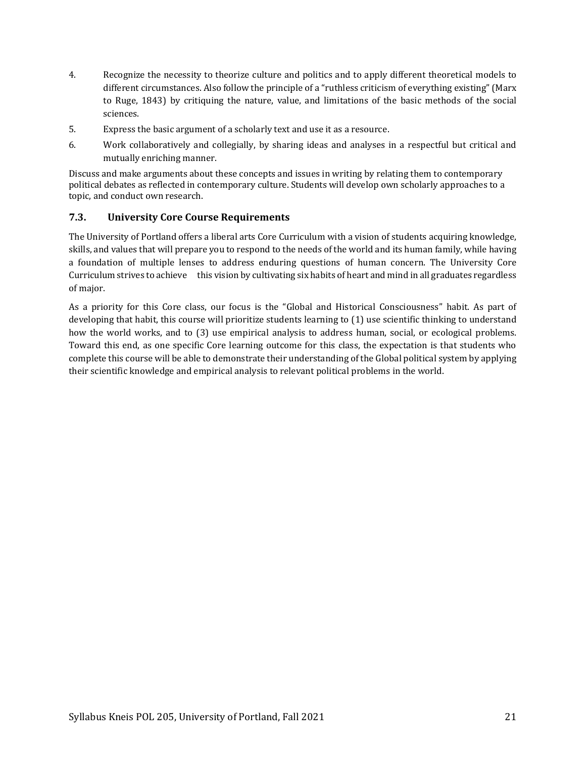4. Recognize the necessity to theorize culture and politics and to apply different theoretical models to different circumstances. Also follow the principle of a "ruthless criticism of everything existing" (Marx to Ruge, 1843) by critiquing the nature, value, and limitations of the basic methods of the social sciences.
5. Express the basic argument of a scholarly text and use it as a resource.
6. Work collaboratively and collegially, by sharing ideas and analyses in a respectful but critical and mutually enriching manner.

Discuss and make arguments about these concepts and issues in writing by relating them to contemporary political debates as reflected in contemporary culture. Students will develop own scholarly approaches to a topic, and conduct own research.

### 7.3. University Core Course Requirements

The University of Portland offers a liberal arts Core Curriculum with a vision of students acquiring knowledge, skills, and values that will prepare you to respond to the needs of the world and its human family, while having a foundation of multiple lenses to address enduring questions of human concern. The University Core Curriculum strives to achieve this vision by cultivating six habits of heart and mind in all graduates regardless of major.

As a priority for this Core class, our focus is the "Global and Historical Consciousness" habit. As part of developing that habit, this course will prioritize students learning to (1) use scientific thinking to understand how the world works, and to (3) use empirical analysis to address human, social, or ecological problems. Toward this end, as one specific Core learning outcome for this class, the expectation is that students who complete this course will be able to demonstrate their understanding of the Global political system by applying their scientific knowledge and empirical analysis to relevant political problems in the world.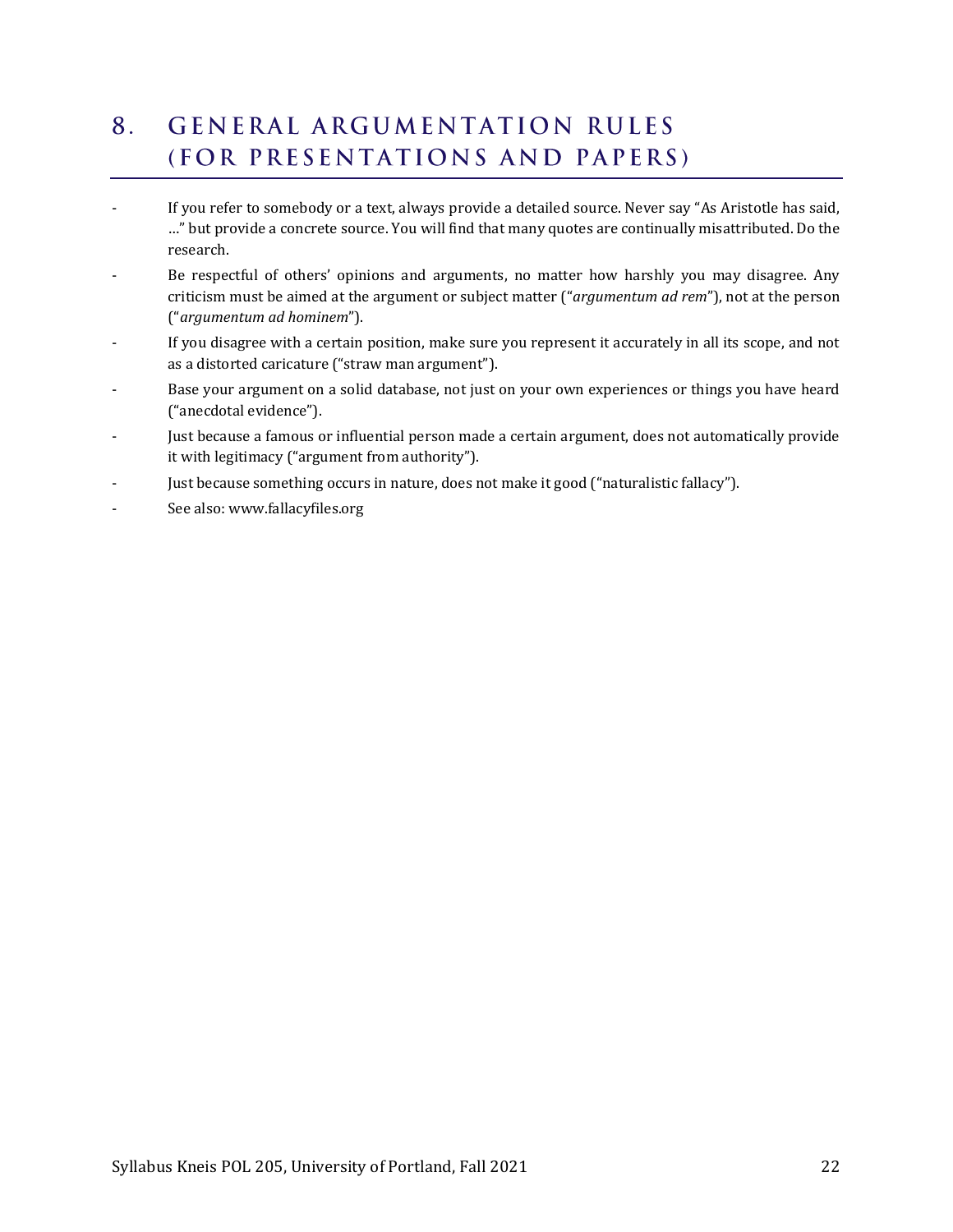## 8. GENERAL ARGUMENTATION RULES (FOR PRESENTATIONS AND PAPERS)

- If you refer to somebody or a text, always provide a detailed source. Never say "As Aristotle has said, …" but provide a concrete source. You will find that many quotes are continually misattributed. Do the research.
- Be respectful of others' opinions and arguments, no matter how harshly you may disagree. Any criticism must be aimed at the argument or subject matter ("*argumentum ad rem*"), not at the person ("*argumentum ad hominem*").
- If you disagree with a certain position, make sure you represent it accurately in all its scope, and not as a distorted caricature ("straw man argument").
- Base your argument on a solid database, not just on your own experiences or things you have heard ("anecdotal evidence").
- Just because a famous or influential person made a certain argument, does not automatically provide it with legitimacy ("argument from authority").
- Just because something occurs in nature, does not make it good ("naturalistic fallacy").
- See also: www.fallacyfiles.org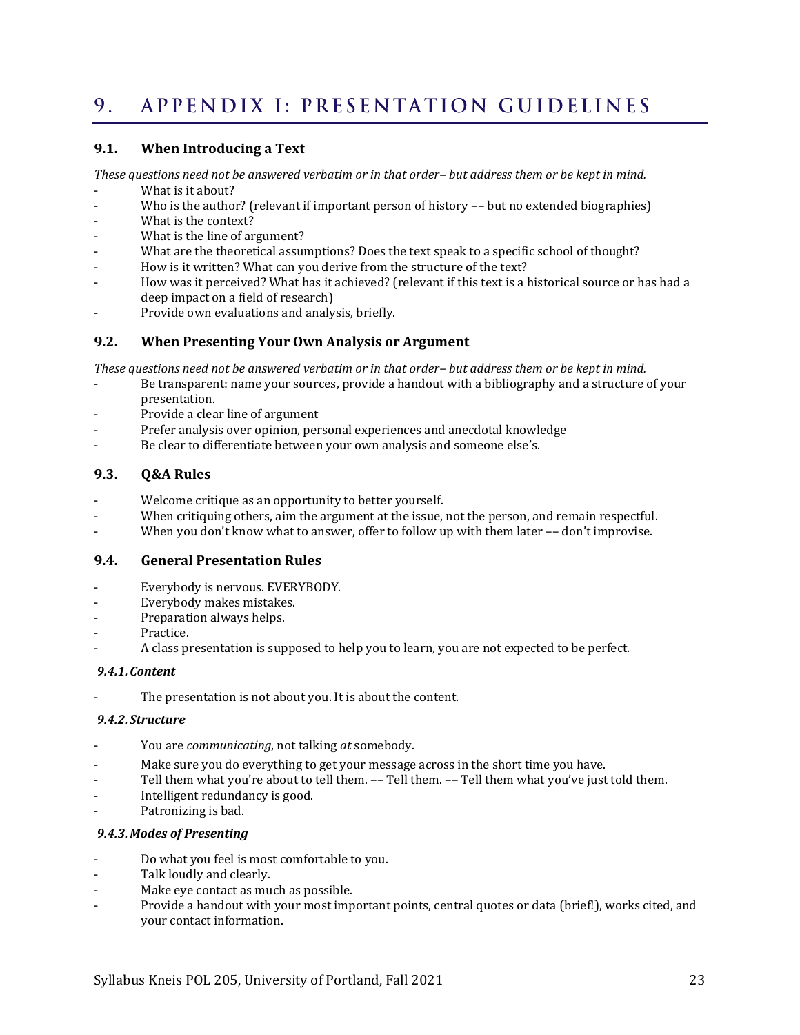# 9. APPENDIX I: PRESENTATION GUIDELINES

## 9.1. When Introducing a Text

*These questions need not be answered verbatim or in that order– but address them or be kept in mind.*

- What is it about?
- Who is the author? (relevant if important person of history –– but no extended biographies)
- What is the context?
- What is the line of argument?
- What are the theoretical assumptions? Does the text speak to a specific school of thought?
- How is it written? What can you derive from the structure of the text?
- How was it perceived? What has it achieved? (relevant if this text is a historical source or has had a deep impact on a field of research)
- Provide own evaluations and analysis, briefly.

## 9.2. When Presenting Your Own Analysis or Argument

*These questions need not be answered verbatim or in that order– but address them or be kept in mind.*

- Be transparent: name your sources, provide a handout with a bibliography and a structure of your presentation.
- Provide a clear line of argument
- Prefer analysis over opinion, personal experiences and anecdotal knowledge
- Be clear to differentiate between your own analysis and someone else's.

## 9.3. Q&A Rules

- Welcome critique as an opportunity to better yourself.
- When critiquing others, aim the argument at the issue, not the person, and remain respectful.
- When you don't know what to answer, offer to follow up with them later –– don't improvise.

## 9.4. General Presentation Rules

- Everybody is nervous. EVERYBODY.
- Everybody makes mistakes.
- Preparation always helps.
- Practice.
- A class presentation is supposed to help you to learn, you are not expected to be perfect.

### *9.4.1. Content*

- The presentation is not about you. It is about the content.

### *9.4.2. Structure*

- You are *communicating*, not talking *at* somebody.
- Make sure you do everything to get your message across in the short time you have.
- Tell them what you're about to tell them. –– Tell them. –– Tell them what you've just told them.
- Intelligent redundancy is good.
- Patronizing is bad.

### *9.4.3. Modes of Presenting*

- Do what you feel is most comfortable to you.
- Talk loudly and clearly.
- Make eye contact as much as possible.
- Provide a handout with your most important points, central quotes or data (brief!), works cited, and your contact information.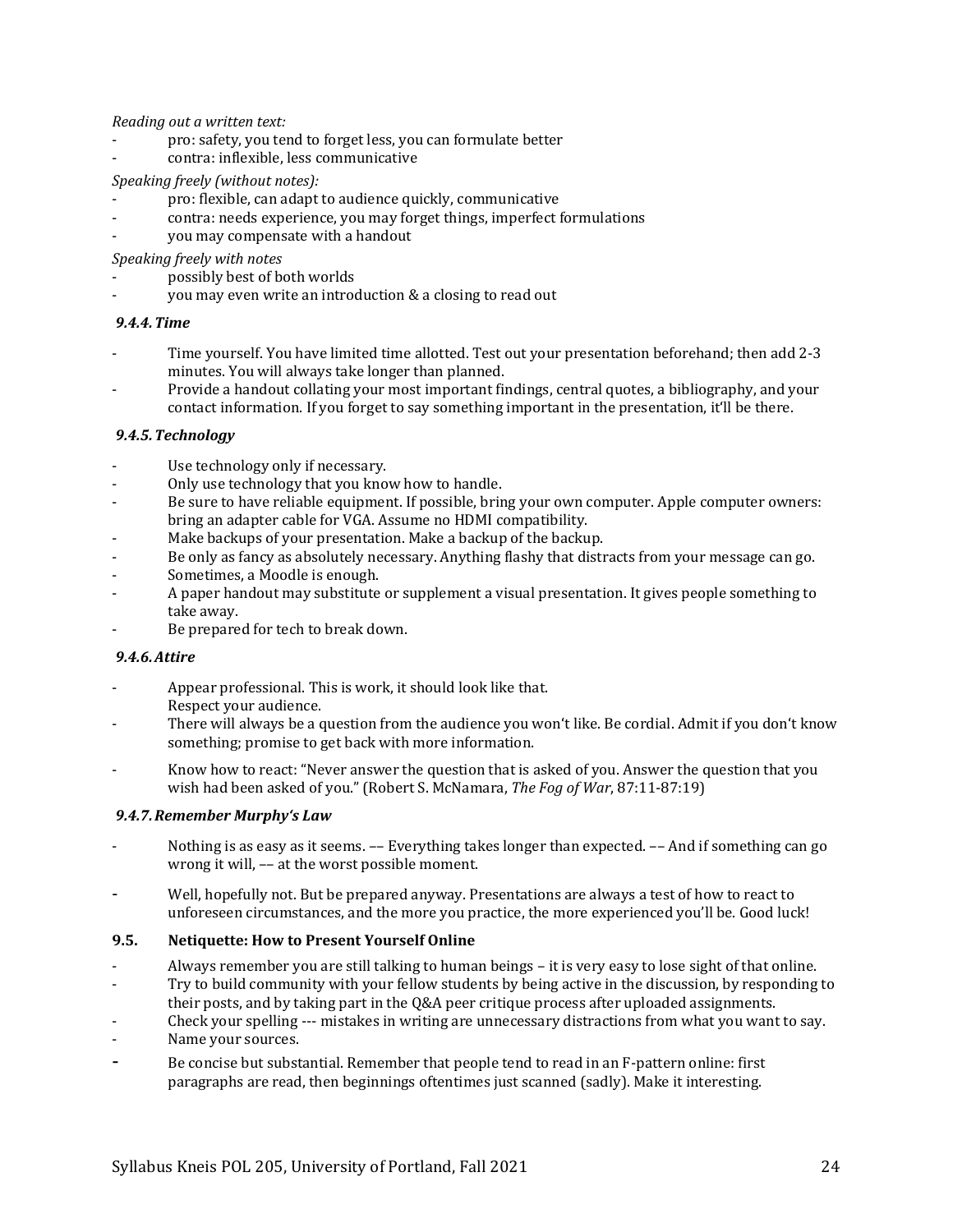*Reading out a written text:*

- pro: safety, you tend to forget less, you can formulate better
- contra: inflexible, less communicative

*Speaking freely (without notes):*

- pro: flexible, can adapt to audience quickly, communicative
- contra: needs experience, you may forget things, imperfect formulations
- you may compensate with a handout

*Speaking freely with notes*

- possibly best of both worlds
- you may even write an introduction & a closing to read out

### *9.4.4. Time*

- Time yourself. You have limited time allotted. Test out your presentation beforehand; then add 2-3 minutes. You will always take longer than planned.
- Provide a handout collating your most important findings, central quotes, a bibliography, and your contact information. If you forget to say something important in the presentation, it'll be there.

### *9.4.5. Technology*

- Use technology only if necessary.
- Only use technology that you know how to handle.
- Be sure to have reliable equipment. If possible, bring your own computer. Apple computer owners: bring an adapter cable for VGA. Assume no HDMI compatibility.
- Make backups of your presentation. Make a backup of the backup.
- Be only as fancy as absolutely necessary. Anything flashy that distracts from your message can go.
- Sometimes, a Moodle is enough.
- A paper handout may substitute or supplement a visual presentation. It gives people something to take away.
- Be prepared for tech to break down.

### *9.4.6. Attire*

- Appear professional. This is work, it should look like that.
  Respect your audience.
- There will always be a question from the audience you won't like. Be cordial. Admit if you don't know something; promise to get back with more information.
- Know how to react: "Never answer the question that is asked of you. Answer the question that you wish had been asked of you." (Robert S. McNamara, *The Fog of War*, 87:11-87:19)

### *9.4.7. Remember Murphy's Law*

- Nothing is as easy as it seems. –– Everything takes longer than expected. –– And if something can go wrong it will, –– at the worst possible moment.
- Well, hopefully not. But be prepared anyway. Presentations are always a test of how to react to unforeseen circumstances, and the more you practice, the more experienced you'll be. Good luck!

## 9.5. Netiquette: How to Present Yourself Online

- Always remember you are still talking to human beings – it is very easy to lose sight of that online.
- Try to build community with your fellow students by being active in the discussion, by responding to their posts, and by taking part in the Q&A peer critique process after uploaded assignments.
- Check your spelling --- mistakes in writing are unnecessary distractions from what you want to say.
- Name your sources.
- Be concise but substantial. Remember that people tend to read in an F-pattern online: first paragraphs are read, then beginnings oftentimes just scanned (sadly). Make it interesting.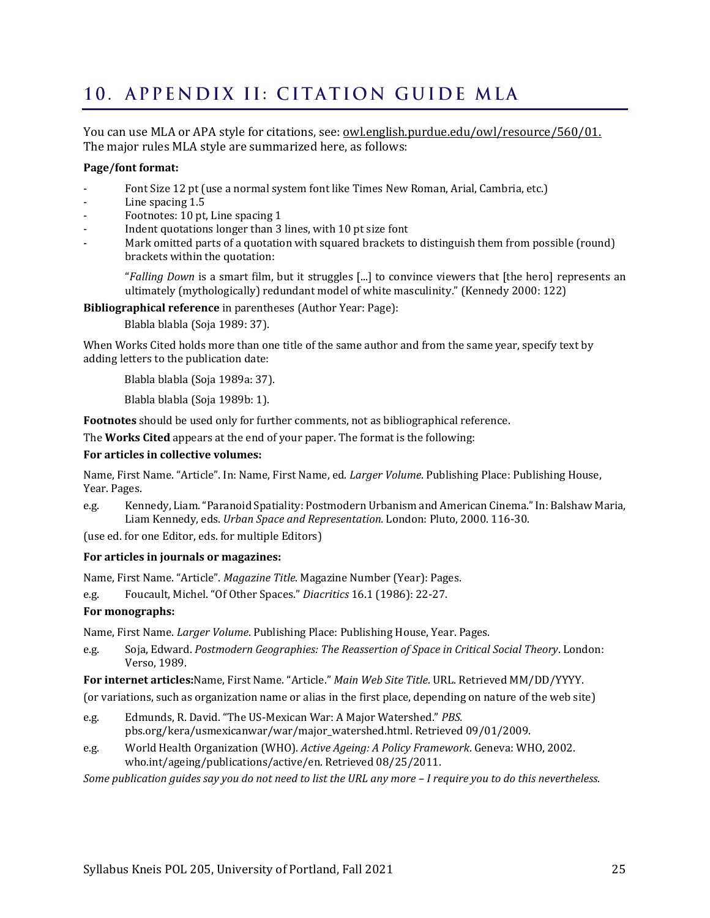# 10. APPENDIX II: CITATION GUIDE MLA

You can use MLA or APA style for citations, see: owl.english.purdue.edu/owl/resource/560/01. The major rules MLA style are summarized here, as follows:

**Page/font format:**

- Font Size 12 pt (use a normal system font like Times New Roman, Arial, Cambria, etc.)
- Line spacing 1.5
- Footnotes: 10 pt, Line spacing 1
- Indent quotations longer than 3 lines, with 10 pt size font
- Mark omitted parts of a quotation with squared brackets to distinguish them from possible (round) brackets within the quotation:

> "*Falling Down* is a smart film, but it struggles [...] to convince viewers that [the hero] represents an ultimately (mythologically) redundant model of white masculinity." (Kennedy 2000: 122)

**Bibliographical reference** in parentheses (Author Year: Page):

> Blabla blabla (Soja 1989: 37).

When Works Cited holds more than one title of the same author and from the same year, specify text by adding letters to the publication date:

> Blabla blabla (Soja 1989a: 37).
>
> Blabla blabla (Soja 1989b: 1).

**Footnotes** should be used only for further comments, not as bibliographical reference.

The **Works Cited** appears at the end of your paper. The format is the following:

**For articles in collective volumes:**

Name, First Name. "Article". In: Name, First Name, ed. *Larger Volume*. Publishing Place: Publishing House, Year. Pages.

e.g. Kennedy, Liam. "Paranoid Spatiality: Postmodern Urbanism and American Cinema." In: Balshaw Maria, Liam Kennedy, eds. *Urban Space and Representation.* London: Pluto, 2000. 116-30.

(use ed. for one Editor, eds. for multiple Editors)

**For articles in journals or magazines:**

Name, First Name. "Article". *Magazine Title*. Magazine Number (Year): Pages.

e.g. Foucault, Michel. "Of Other Spaces." *Diacritics* 16.1 (1986): 22-27.

**For monographs:**

Name, First Name. *Larger Volume*. Publishing Place: Publishing House, Year. Pages.

e.g. Soja, Edward. *Postmodern Geographies: The Reassertion of Space in Critical Social Theory*. London: Verso, 1989.

**For internet articles:**Name, First Name. "Article." *Main Web Site Title*. URL. Retrieved MM/DD/YYYY.

(or variations, such as organization name or alias in the first place, depending on nature of the web site)

e.g. Edmunds, R. David. "The US-Mexican War: A Major Watershed." *PBS*. pbs.org/kera/usmexicanwar/war/major_watershed.html. Retrieved 09/01/2009.

e.g. World Health Organization (WHO). *Active Ageing: A Policy Framework*. Geneva: WHO, 2002. who.int/ageing/publications/active/en. Retrieved 08/25/2011.

*Some publication guides say you do not need to list the URL any more – I require you to do this nevertheless.*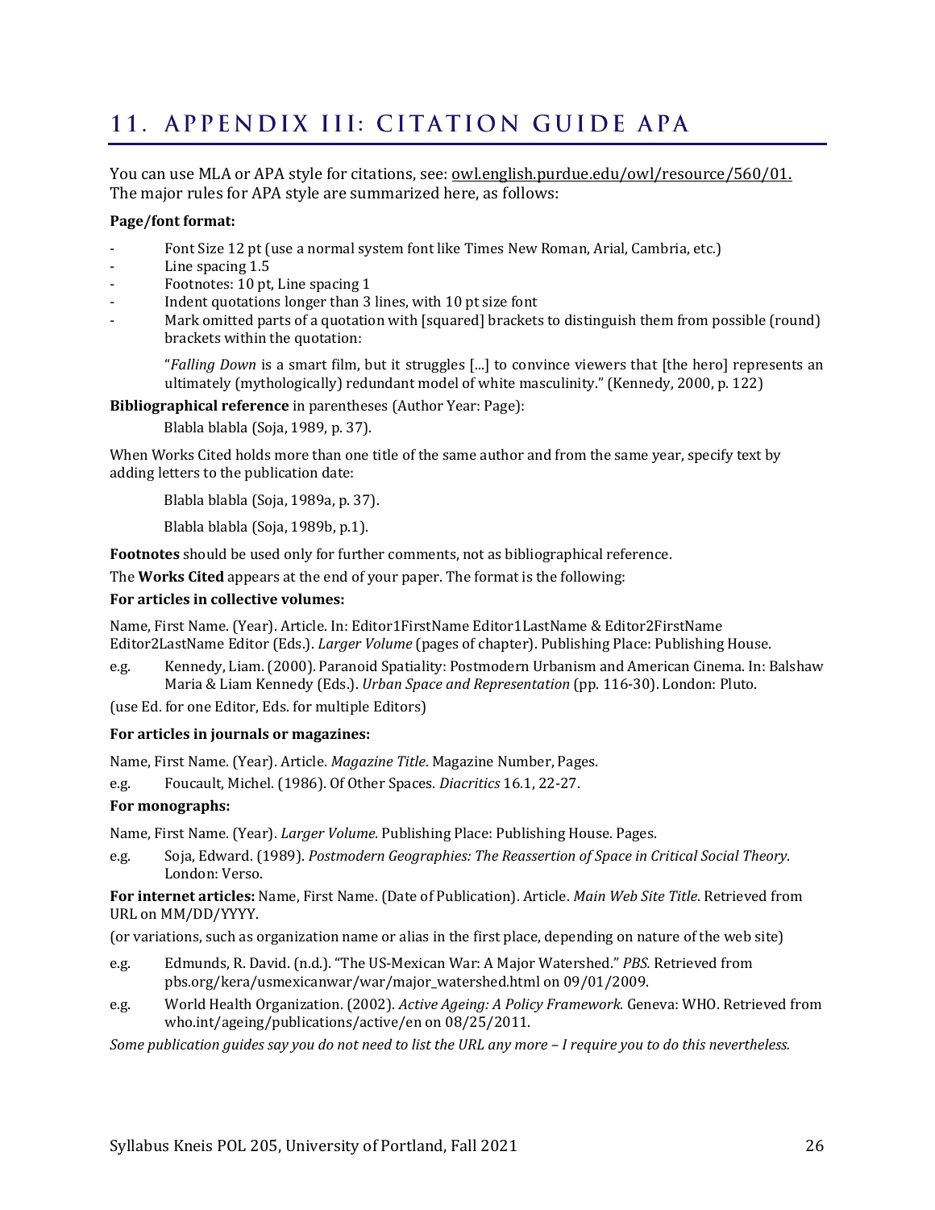# 11. APPENDIX III: CITATION GUIDE APA

You can use MLA or APA style for citations, see: owl.english.purdue.edu/owl/resource/560/01. The major rules for APA style are summarized here, as follows:

**Page/font format:**

- Font Size 12 pt (use a normal system font like Times New Roman, Arial, Cambria, etc.)
- Line spacing 1.5
- Footnotes: 10 pt, Line spacing 1
- Indent quotations longer than 3 lines, with 10 pt size font
- Mark omitted parts of a quotation with [squared] brackets to distinguish them from possible (round) brackets within the quotation:

> "*Falling Down* is a smart film, but it struggles [...] to convince viewers that [the hero] represents an ultimately (mythologically) redundant model of white masculinity." (Kennedy, 2000, p. 122)

**Bibliographical reference** in parentheses (Author Year: Page):

> Blabla blabla (Soja, 1989, p. 37).

When Works Cited holds more than one title of the same author and from the same year, specify text by adding letters to the publication date:

> Blabla blabla (Soja, 1989a, p. 37).
>
> Blabla blabla (Soja, 1989b, p.1).

**Footnotes** should be used only for further comments, not as bibliographical reference.

The **Works Cited** appears at the end of your paper. The format is the following:

**For articles in collective volumes:**

Name, First Name. (Year). Article. In: Editor1FirstName Editor1LastName & Editor2FirstName Editor2LastName Editor (Eds.). *Larger Volume* (pages of chapter). Publishing Place: Publishing House.

e.g. Kennedy, Liam. (2000). Paranoid Spatiality: Postmodern Urbanism and American Cinema. In: Balshaw Maria & Liam Kennedy (Eds.). *Urban Space and Representation* (pp. 116-30). London: Pluto.

(use Ed. for one Editor, Eds. for multiple Editors)

**For articles in journals or magazines:**

Name, First Name. (Year). Article. *Magazine Title*. Magazine Number, Pages.

e.g. Foucault, Michel. (1986). Of Other Spaces. *Diacritics* 16.1, 22-27.

**For monographs:**

Name, First Name. (Year). *Larger Volume*. Publishing Place: Publishing House. Pages.

e.g. Soja, Edward. (1989). *Postmodern Geographies: The Reassertion of Space in Critical Social Theory*. London: Verso.

**For internet articles:** Name, First Name. (Date of Publication). Article. *Main Web Site Title*. Retrieved from URL on MM/DD/YYYY.

(or variations, such as organization name or alias in the first place, depending on nature of the web site)

e.g. Edmunds, R. David. (n.d.). "The US-Mexican War: A Major Watershed." *PBS.* Retrieved from pbs.org/kera/usmexicanwar/war/major_watershed.html on 09/01/2009.

e.g. World Health Organization. (2002). *Active Ageing: A Policy Framework.* Geneva: WHO. Retrieved from who.int/ageing/publications/active/en on 08/25/2011.

*Some publication guides say you do not need to list the URL any more – I require you to do this nevertheless.*